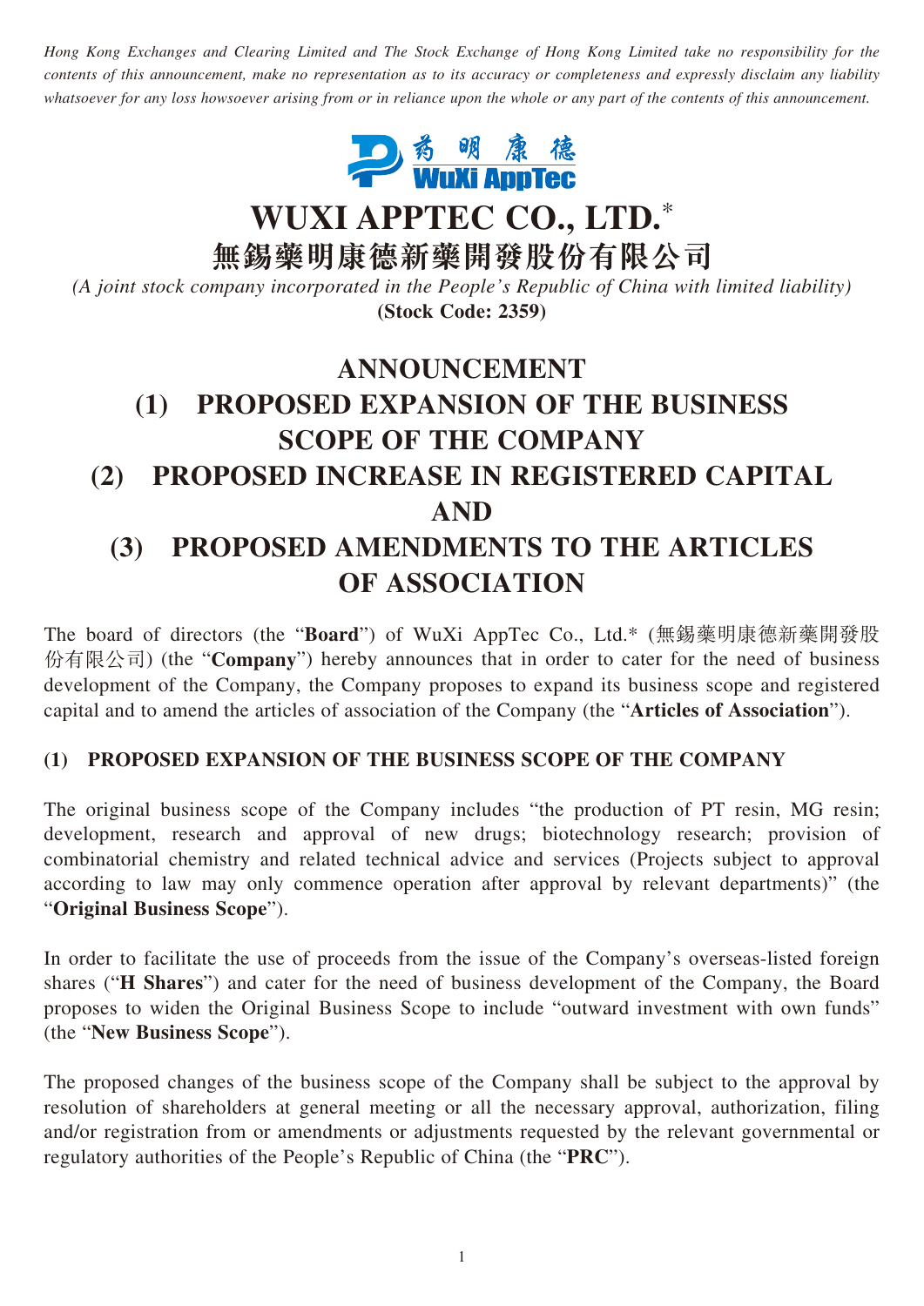*Hong Kong Exchanges and Clearing Limited and The Stock Exchange of Hong Kong Limited take no responsibility for the contents of this announcement, make no representation as to its accuracy or completeness and expressly disclaim any liability whatsoever for any loss howsoever arising from or in reliance upon the whole or any part of the contents of this announcement.*

# WUXI APPTEC CO., LTD.*

# 無錫藥明康德新藥開發股份有限公司

*(A joint stock company incorporated in the People's Republic of China with limited liability)*

**(Stock Code: 2359)**

# ANNOUNCEMENT

# (1) PROPOSED EXPANSION OF THE BUSINESS SCOPE OF THE COMPANY

# (2) PROPOSED INCREASE IN REGISTERED CAPITAL AND

# (3) PROPOSED AMENDMENTS TO THE ARTICLES OF ASSOCIATION

The board of directors (the "**Board**") of WuXi AppTec Co., Ltd.* (無錫藥明康德新藥開發股份有限公司) (the "**Company**") hereby announces that in order to cater for the need of business development of the Company, the Company proposes to expand its business scope and registered capital and to amend the articles of association of the Company (the "**Articles of Association**").

## (1) PROPOSED EXPANSION OF THE BUSINESS SCOPE OF THE COMPANY

The original business scope of the Company includes "the production of PT resin, MG resin; development, research and approval of new drugs; biotechnology research; provision of combinatorial chemistry and related technical advice and services (Projects subject to approval according to law may only commence operation after approval by relevant departments)" (the "**Original Business Scope**").

In order to facilitate the use of proceeds from the issue of the Company's overseas-listed foreign shares ("**H Shares**") and cater for the need of business development of the Company, the Board proposes to widen the Original Business Scope to include "outward investment with own funds" (the "**New Business Scope**").

The proposed changes of the business scope of the Company shall be subject to the approval by resolution of shareholders at general meeting or all the necessary approval, authorization, filing and/or registration from or amendments or adjustments requested by the relevant governmental or regulatory authorities of the People's Republic of China (the "**PRC**").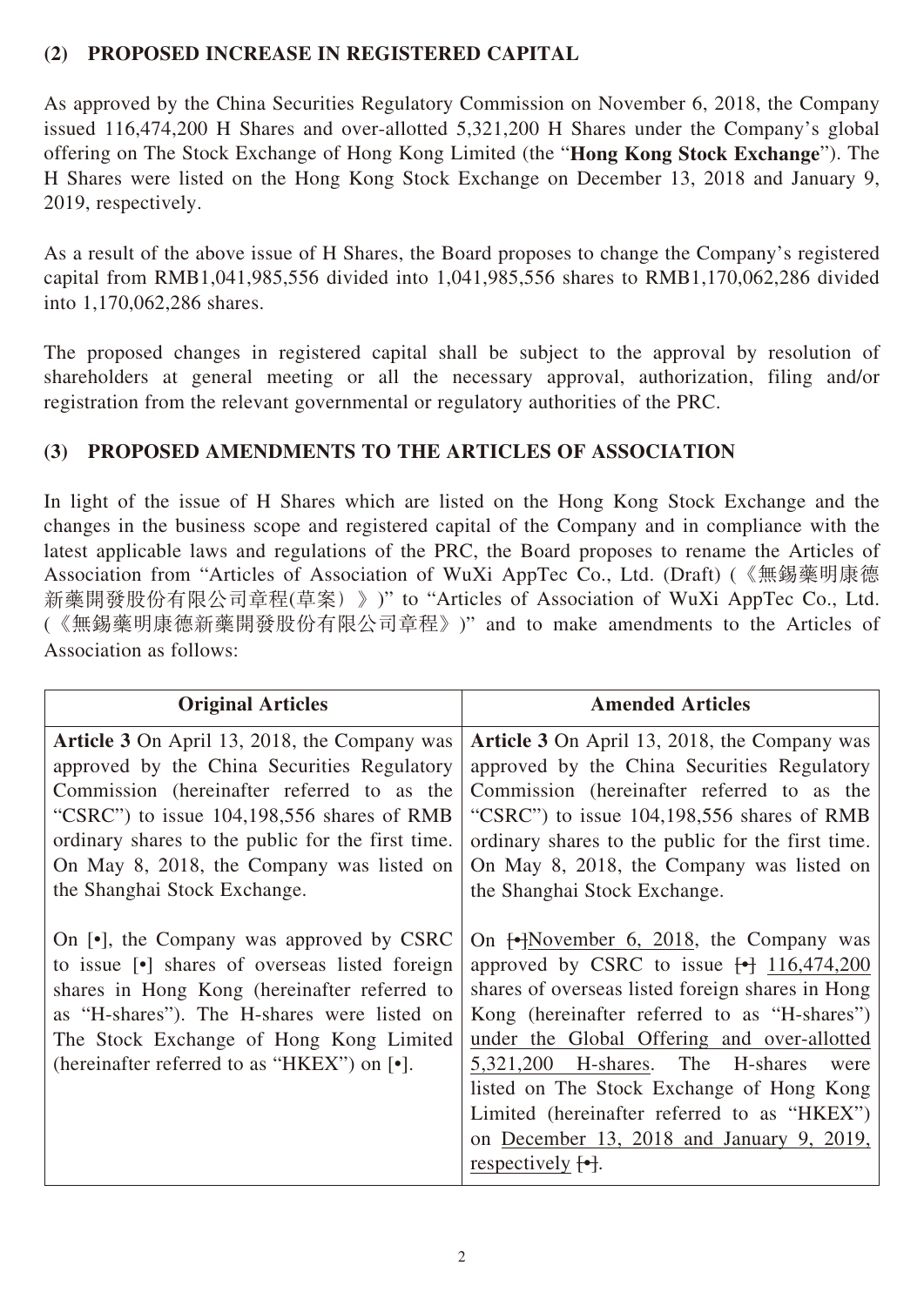## (2) PROPOSED INCREASE IN REGISTERED CAPITAL

As approved by the China Securities Regulatory Commission on November 6, 2018, the Company issued 116,474,200 H Shares and over-allotted 5,321,200 H Shares under the Company's global offering on The Stock Exchange of Hong Kong Limited (the "**Hong Kong Stock Exchange**"). The H Shares were listed on the Hong Kong Stock Exchange on December 13, 2018 and January 9, 2019, respectively.

As a result of the above issue of H Shares, the Board proposes to change the Company's registered capital from RMB1,041,985,556 divided into 1,041,985,556 shares to RMB1,170,062,286 divided into 1,170,062,286 shares.

The proposed changes in registered capital shall be subject to the approval by resolution of shareholders at general meeting or all the necessary approval, authorization, filing and/or registration from the relevant governmental or regulatory authorities of the PRC.

## (3) PROPOSED AMENDMENTS TO THE ARTICLES OF ASSOCIATION

In light of the issue of H Shares which are listed on the Hong Kong Stock Exchange and the changes in the business scope and registered capital of the Company and in compliance with the latest applicable laws and regulations of the PRC, the Board proposes to rename the Articles of Association from "Articles of Association of WuXi AppTec Co., Ltd. (Draft) (《無錫藥明康德新藥開發股份有限公司章程(草案)》)" to "Articles of Association of WuXi AppTec Co., Ltd. (《無錫藥明康德新藥開發股份有限公司章程》)" and to make amendments to the Articles of Association as follows:

| Original Articles | Amended Articles |
|---|---|
| **Article 3** On April 13, 2018, the Company was approved by the China Securities Regulatory Commission (hereinafter referred to as the "CSRC") to issue 104,198,556 shares of RMB ordinary shares to the public for the first time. On May 8, 2018, the Company was listed on the Shanghai Stock Exchange.<br><br>On [•], the Company was approved by CSRC to issue [•] shares of overseas listed foreign shares in Hong Kong (hereinafter referred to as "H-shares"). The H-shares were listed on The Stock Exchange of Hong Kong Limited (hereinafter referred to as "HKEX") on [•]. | **Article 3** On April 13, 2018, the Company was approved by the China Securities Regulatory Commission (hereinafter referred to as the "CSRC") to issue 104,198,556 shares of RMB ordinary shares to the public for the first time. On May 8, 2018, the Company was listed on the Shanghai Stock Exchange.<br><br>On ~~[•]~~<u>November 6, 2018</u>, the Company was approved by CSRC to issue ~~[•]~~ <u>116,474,200</u> shares of overseas listed foreign shares in Hong Kong (hereinafter referred to as "H-shares") <u>under the Global Offering and over-allotted 5,321,200 H-shares</u>. The H-shares were listed on The Stock Exchange of Hong Kong Limited (hereinafter referred to as "HKEX") on <u>December 13, 2018 and January 9, 2019, respectively</u> ~~[•]~~. |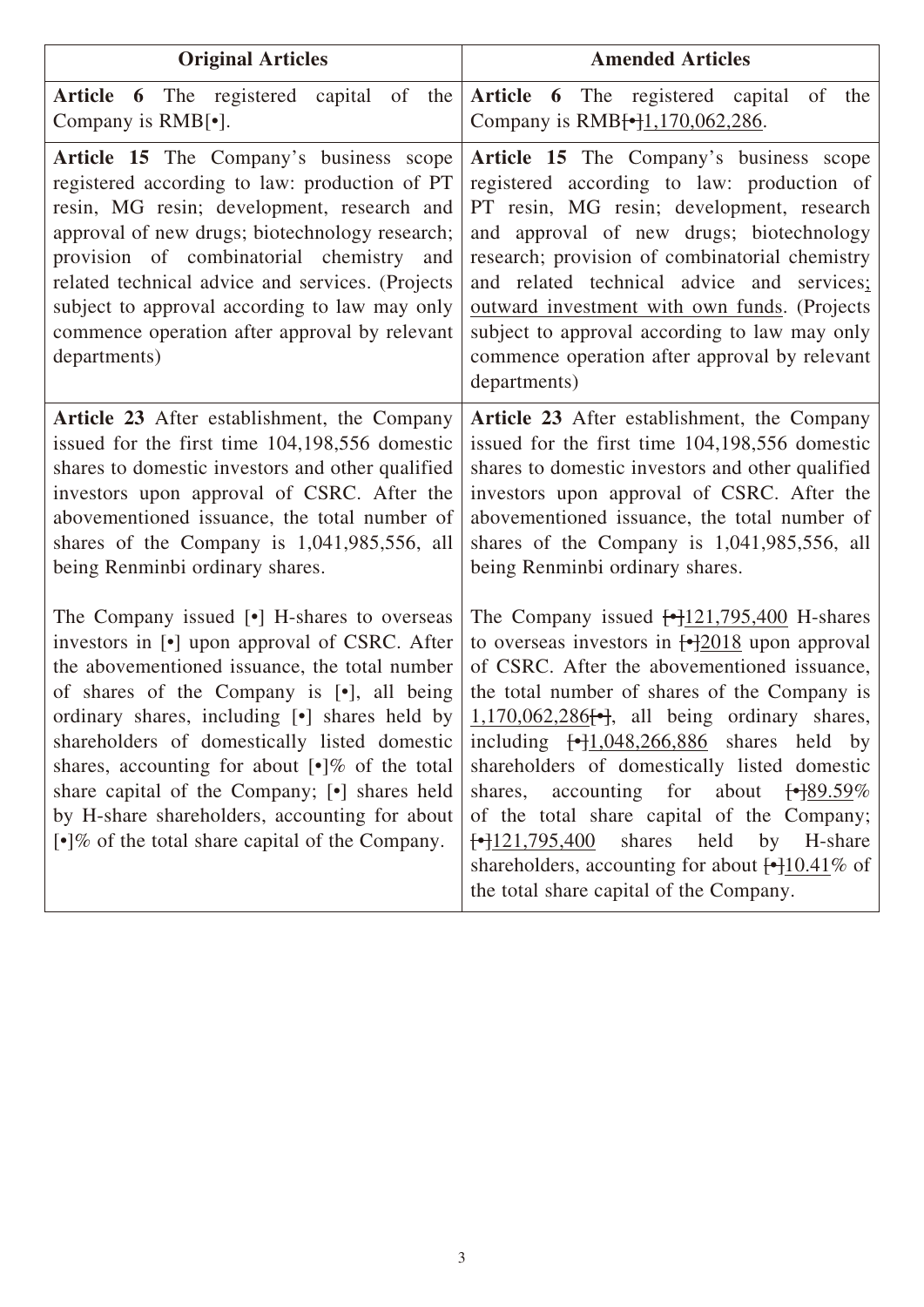| Original Articles | Amended Articles |
|---|---|
| **Article 6** The registered capital of the Company is RMB[•]. | **Article 6** The registered capital of the Company is RMB~~[•]~~1,170,062,286. |
| **Article 15** The Company's business scope registered according to law: production of PT resin, MG resin; development, research and approval of new drugs; biotechnology research; provision of combinatorial chemistry and related technical advice and services. (Projects subject to approval according to law may only commence operation after approval by relevant departments) | **Article 15** The Company's business scope registered according to law: production of PT resin, MG resin; development, research and approval of new drugs; biotechnology research; provision of combinatorial chemistry and related technical advice and services; outward investment with own funds. (Projects subject to approval according to law may only commence operation after approval by relevant departments) |
| **Article 23** After establishment, the Company issued for the first time 104,198,556 domestic shares to domestic investors and other qualified investors upon approval of CSRC. After the abovementioned issuance, the total number of shares of the Company is 1,041,985,556, all being Renminbi ordinary shares.<br><br>The Company issued [•] H-shares to overseas investors in [•] upon approval of CSRC. After the abovementioned issuance, the total number of shares of the Company is [•], all being ordinary shares, including [•] shares held by shareholders of domestically listed domestic shares, accounting for about [•]% of the total share capital of the Company; [•] shares held by H-share shareholders, accounting for about [•]% of the total share capital of the Company. | **Article 23** After establishment, the Company issued for the first time 104,198,556 domestic shares to domestic investors and other qualified investors upon approval of CSRC. After the abovementioned issuance, the total number of shares of the Company is 1,041,985,556, all being Renminbi ordinary shares.<br><br>The Company issued ~~[•]~~121,795,400 H-shares to overseas investors in ~~[•]~~2018 upon approval of CSRC. After the abovementioned issuance, the total number of shares of the Company is 1,170,062,286~~[•]~~, all being ordinary shares, including ~~[•]~~1,048,266,886 shares held by shareholders of domestically listed domestic shares, accounting for about ~~[•]~~89.59% of the total share capital of the Company; ~~[•]~~121,795,400 shares held by H-share shareholders, accounting for about ~~[•]~~10.41% of the total share capital of the Company. |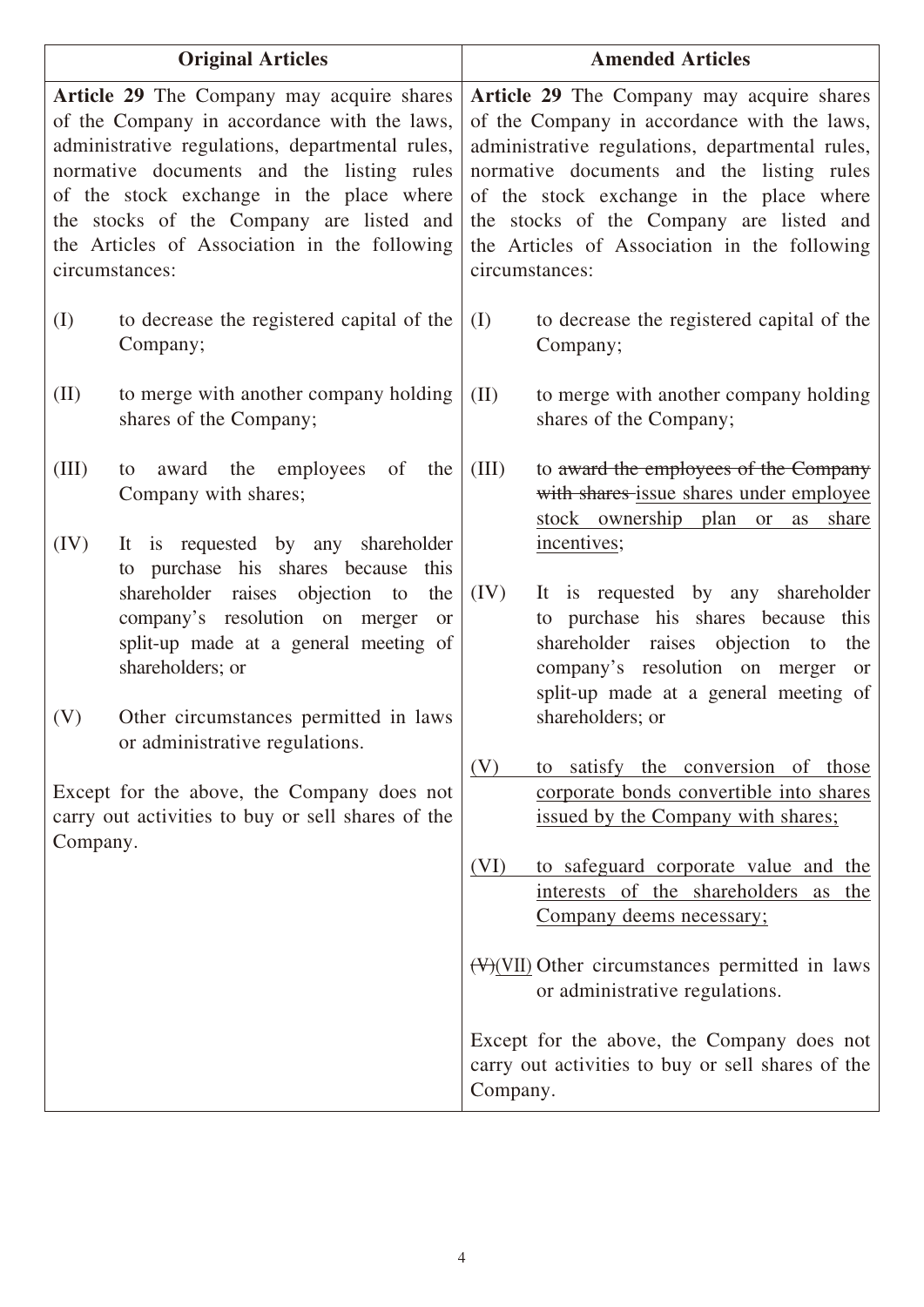| Original Articles | Amended Articles |
|---|---|
| **Article 29** The Company may acquire shares of the Company in accordance with the laws, administrative regulations, departmental rules, normative documents and the listing rules of the stock exchange in the place where the stocks of the Company are listed and the Articles of Association in the following circumstances:<br><br>(I) to decrease the registered capital of the Company;<br><br>(II) to merge with another company holding shares of the Company;<br><br>(III) to award the employees of the Company with shares;<br><br>(IV) It is requested by any shareholder to purchase his shares because this shareholder raises objection to the company's resolution on merger or split-up made at a general meeting of shareholders; or<br><br>(V) Other circumstances permitted in laws or administrative regulations.<br><br>Except for the above, the Company does not carry out activities to buy or sell shares of the Company. | **Article 29** The Company may acquire shares of the Company in accordance with the laws, administrative regulations, departmental rules, normative documents and the listing rules of the stock exchange in the place where the stocks of the Company are listed and the Articles of Association in the following circumstances:<br><br>(I) to decrease the registered capital of the Company;<br><br>(II) to merge with another company holding shares of the Company;<br><br>(III) to ~~award the employees of the Company with shares~~ <u>issue shares under employee stock ownership plan or as share incentives</u>;<br><br>(IV) It is requested by any shareholder to purchase his shares because this shareholder raises objection to the company's resolution on merger or split-up made at a general meeting of shareholders; or<br><br><u>(V) to satisfy the conversion of those corporate bonds convertible into shares issued by the Company with shares;</u><br><br><u>(VI) to safeguard corporate value and the interests of the shareholders as the Company deems necessary;</u><br><br>~~(V)~~<u>(VII)</u> Other circumstances permitted in laws or administrative regulations.<br><br>Except for the above, the Company does not carry out activities to buy or sell shares of the Company. |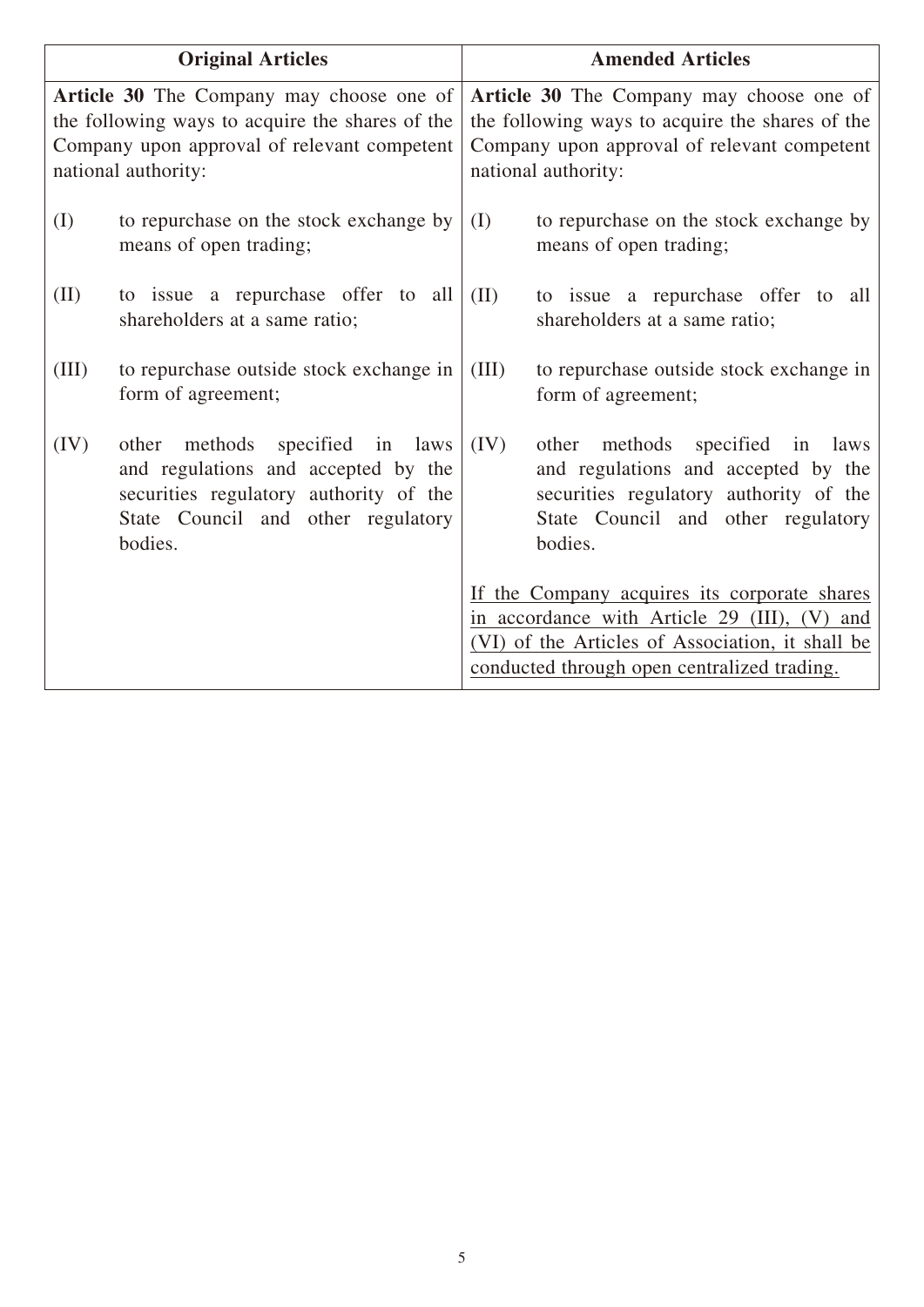| Original Articles | Amended Articles |
|---|---|
| **Article 30** The Company may choose one of the following ways to acquire the shares of the Company upon approval of relevant competent national authority:<br><br>(I) to repurchase on the stock exchange by means of open trading;<br><br>(II) to issue a repurchase offer to all shareholders at a same ratio;<br><br>(III) to repurchase outside stock exchange in form of agreement;<br><br>(IV) other methods specified in laws and regulations and accepted by the securities regulatory authority of the State Council and other regulatory bodies. | **Article 30** The Company may choose one of the following ways to acquire the shares of the Company upon approval of relevant competent national authority:<br><br>(I) to repurchase on the stock exchange by means of open trading;<br><br>(II) to issue a repurchase offer to all shareholders at a same ratio;<br><br>(III) to repurchase outside stock exchange in form of agreement;<br><br>(IV) other methods specified in laws and regulations and accepted by the securities regulatory authority of the State Council and other regulatory bodies.<br><br><u>If the Company acquires its corporate shares in accordance with Article 29 (III), (V) and (VI) of the Articles of Association, it shall be conducted through open centralized trading.</u> |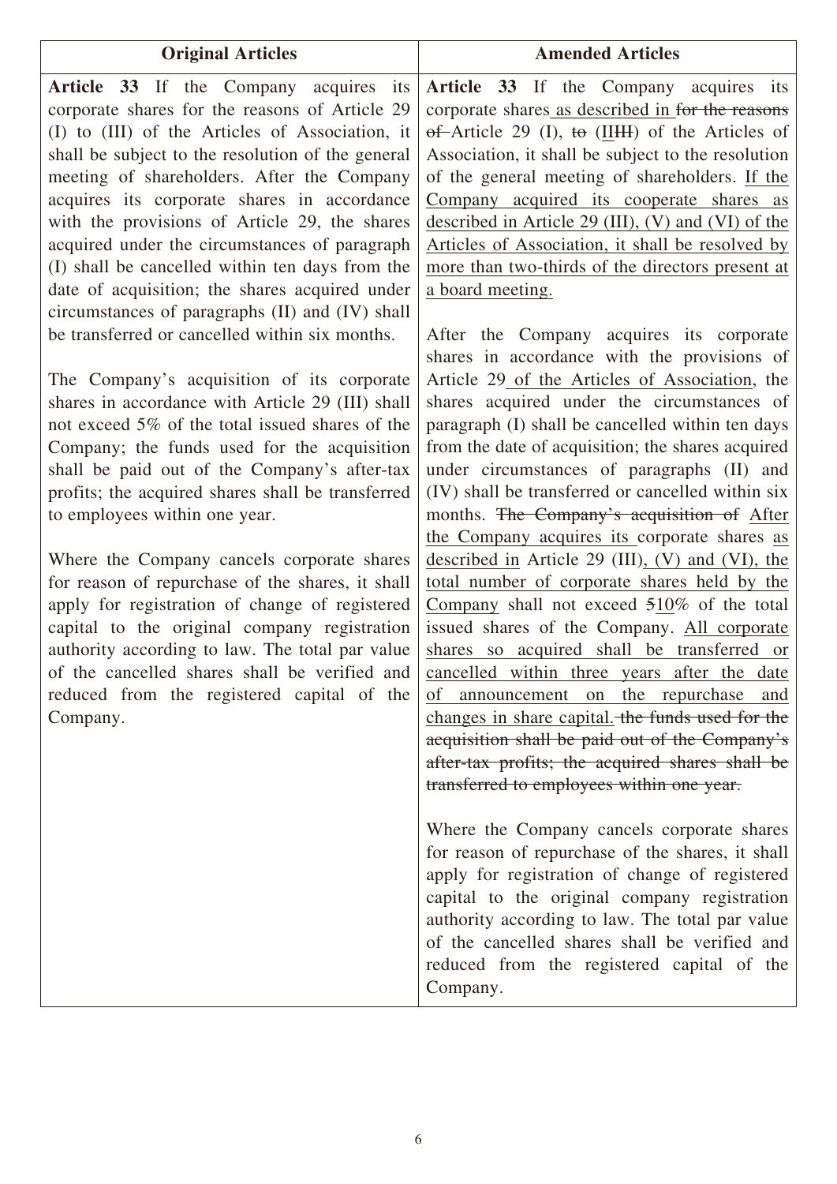| Original Articles | Amended Articles |
|---|---|
| **Article 33** If the Company acquires its corporate shares for the reasons of Article 29 (I) to (III) of the Articles of Association, it shall be subject to the resolution of the general meeting of shareholders. After the Company acquires its corporate shares in accordance with the provisions of Article 29, the shares acquired under the circumstances of paragraph (I) shall be cancelled within ten days from the date of acquisition; the shares acquired under circumstances of paragraphs (II) and (IV) shall be transferred or cancelled within six months.<br><br>The Company's acquisition of its corporate shares in accordance with Article 29 (III) shall not exceed 5% of the total issued shares of the Company; the funds used for the acquisition shall be paid out of the Company's after-tax profits; the acquired shares shall be transferred to employees within one year.<br><br>Where the Company cancels corporate shares for reason of repurchase of the shares, it shall apply for registration of change of registered capital to the original company registration authority according to law. The total par value of the cancelled shares shall be verified and reduced from the registered capital of the Company. | **Article 33** If the Company acquires its corporate shares as described in ~~for the reasons of~~ Article 29 (I), ~~to~~ (II~~III~~) of the Articles of Association, it shall be subject to the resolution of the general meeting of shareholders. If the Company acquired its cooperate shares as described in Article 29 (III), (V) and (VI) of the Articles of Association, it shall be resolved by more than two-thirds of the directors present at a board meeting.<br><br>After the Company acquires its corporate shares in accordance with the provisions of Article 29 of the Articles of Association, the shares acquired under the circumstances of paragraph (I) shall be cancelled within ten days from the date of acquisition; the shares acquired under circumstances of paragraphs (II) and (IV) shall be transferred or cancelled within six months. ~~The Company's acquisition of~~ After the Company acquires its corporate shares as described in Article 29 (III), (V) and (VI), the total number of corporate shares held by the Company shall not exceed ~~5~~10% of the total issued shares of the Company. All corporate shares so acquired shall be transferred or cancelled within three years after the date of announcement on the repurchase and changes in share capital. ~~the funds used for the acquisition shall be paid out of the Company's after-tax profits; the acquired shares shall be transferred to employees within one year.~~<br><br>Where the Company cancels corporate shares for reason of repurchase of the shares, it shall apply for registration of change of registered capital to the original company registration authority according to law. The total par value of the cancelled shares shall be verified and reduced from the registered capital of the Company. |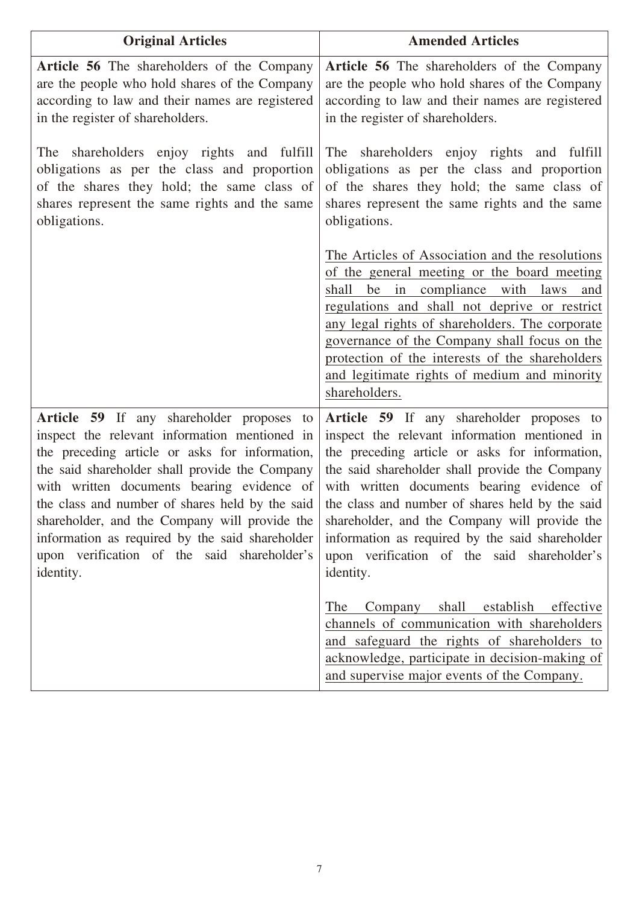| Original Articles | Amended Articles |
|---|---|
| **Article 56** The shareholders of the Company are the people who hold shares of the Company according to law and their names are registered in the register of shareholders.<br><br>The shareholders enjoy rights and fulfill obligations as per the class and proportion of the shares they hold; the same class of shares represent the same rights and the same obligations. | **Article 56** The shareholders of the Company are the people who hold shares of the Company according to law and their names are registered in the register of shareholders.<br><br>The shareholders enjoy rights and fulfill obligations as per the class and proportion of the shares they hold; the same class of shares represent the same rights and the same obligations.<br><br>The Articles of Association and the resolutions of the general meeting or the board meeting shall be in compliance with laws and regulations and shall not deprive or restrict any legal rights of shareholders. The corporate governance of the Company shall focus on the protection of the interests of the shareholders and legitimate rights of medium and minority shareholders. |
| **Article 59** If any shareholder proposes to inspect the relevant information mentioned in the preceding article or asks for information, the said shareholder shall provide the Company with written documents bearing evidence of the class and number of shares held by the said shareholder, and the Company will provide the information as required by the said shareholder upon verification of the said shareholder's identity. | **Article 59** If any shareholder proposes to inspect the relevant information mentioned in the preceding article or asks for information, the said shareholder shall provide the Company with written documents bearing evidence of the class and number of shares held by the said shareholder, and the Company will provide the information as required by the said shareholder upon verification of the said shareholder's identity.<br><br>The Company shall establish effective channels of communication with shareholders and safeguard the rights of shareholders to acknowledge, participate in decision-making of and supervise major events of the Company. |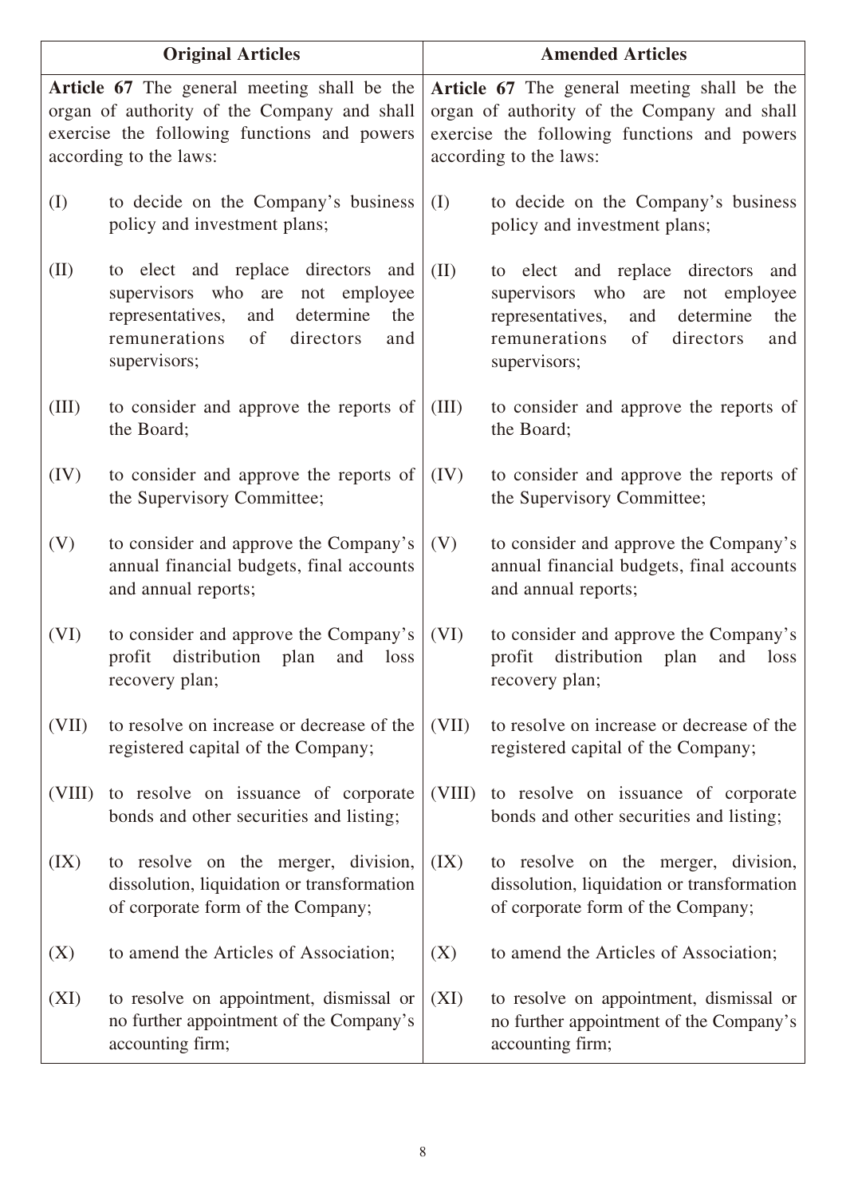| Original Articles | Amended Articles |
|---|---|
| **Article 67** The general meeting shall be the organ of authority of the Company and shall exercise the following functions and powers according to the laws:<br><br>(I) to decide on the Company's business policy and investment plans;<br><br>(II) to elect and replace directors and supervisors who are not employee representatives, and determine the remunerations of directors and supervisors;<br><br>(III) to consider and approve the reports of the Board;<br><br>(IV) to consider and approve the reports of the Supervisory Committee;<br><br>(V) to consider and approve the Company's annual financial budgets, final accounts and annual reports;<br><br>(VI) to consider and approve the Company's profit distribution plan and loss recovery plan;<br><br>(VII) to resolve on increase or decrease of the registered capital of the Company;<br><br>(VIII) to resolve on issuance of corporate bonds and other securities and listing;<br><br>(IX) to resolve on the merger, division, dissolution, liquidation or transformation of corporate form of the Company;<br><br>(X) to amend the Articles of Association;<br><br>(XI) to resolve on appointment, dismissal or no further appointment of the Company's accounting firm; | **Article 67** The general meeting shall be the organ of authority of the Company and shall exercise the following functions and powers according to the laws:<br><br>(I) to decide on the Company's business policy and investment plans;<br><br>(II) to elect and replace directors and supervisors who are not employee representatives, and determine the remunerations of directors and supervisors;<br><br>(III) to consider and approve the reports of the Board;<br><br>(IV) to consider and approve the reports of the Supervisory Committee;<br><br>(V) to consider and approve the Company's annual financial budgets, final accounts and annual reports;<br><br>(VI) to consider and approve the Company's profit distribution plan and loss recovery plan;<br><br>(VII) to resolve on increase or decrease of the registered capital of the Company;<br><br>(VIII) to resolve on issuance of corporate bonds and other securities and listing;<br><br>(IX) to resolve on the merger, division, dissolution, liquidation or transformation of corporate form of the Company;<br><br>(X) to amend the Articles of Association;<br><br>(XI) to resolve on appointment, dismissal or no further appointment of the Company's accounting firm; |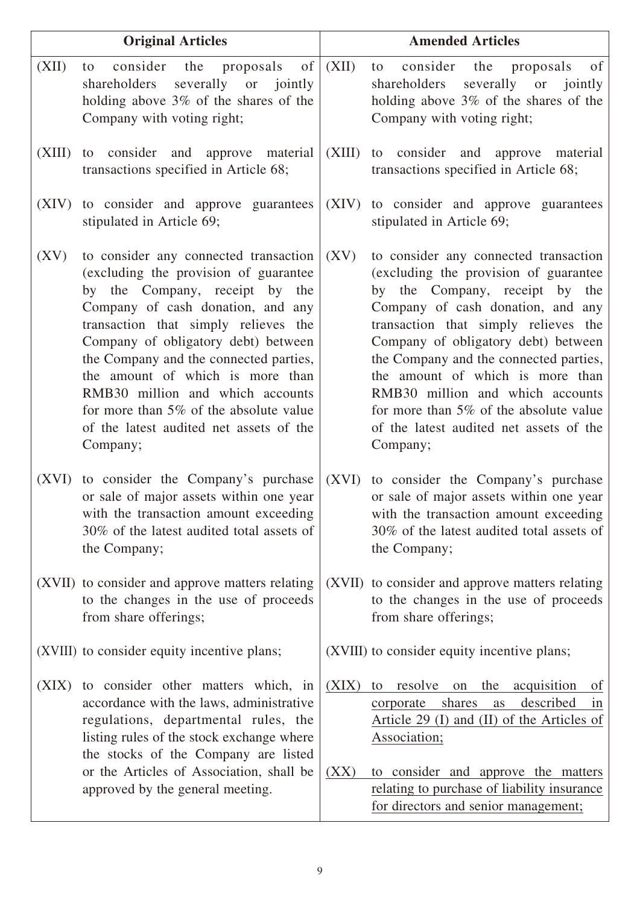| Original Articles | Amended Articles |
| --- | --- |
| (XII) to consider the proposals of shareholders severally or jointly holding above 3% of the shares of the Company with voting right; | (XII) to consider the proposals of shareholders severally or jointly holding above 3% of the shares of the Company with voting right; |
| (XIII) to consider and approve material transactions specified in Article 68; | (XIII) to consider and approve material transactions specified in Article 68; |
| (XIV) to consider and approve guarantees stipulated in Article 69; | (XIV) to consider and approve guarantees stipulated in Article 69; |
| (XV) to consider any connected transaction (excluding the provision of guarantee by the Company, receipt by the Company of cash donation, and any transaction that simply relieves the Company of obligatory debt) between the Company and the connected parties, the amount of which is more than RMB30 million and which accounts for more than 5% of the absolute value of the latest audited net assets of the Company; | (XV) to consider any connected transaction (excluding the provision of guarantee by the Company, receipt by the Company of cash donation, and any transaction that simply relieves the Company of obligatory debt) between the Company and the connected parties, the amount of which is more than RMB30 million and which accounts for more than 5% of the absolute value of the latest audited net assets of the Company; |
| (XVI) to consider the Company's purchase or sale of major assets within one year with the transaction amount exceeding 30% of the latest audited total assets of the Company; | (XVI) to consider the Company's purchase or sale of major assets within one year with the transaction amount exceeding 30% of the latest audited total assets of the Company; |
| (XVII) to consider and approve matters relating to the changes in the use of proceeds from share offerings; | (XVII) to consider and approve matters relating to the changes in the use of proceeds from share offerings; |
| (XVIII) to consider equity incentive plans; | (XVIII) to consider equity incentive plans; |
| (XIX) to consider other matters which, in accordance with the laws, administrative regulations, departmental rules, the listing rules of the stock exchange where the stocks of the Company are listed or the Articles of Association, shall be approved by the general meeting. | <u>(XIX) to resolve on the acquisition of corporate shares as described in Article 29 (I) and (II) of the Articles of Association;</u><br><br><u>(XX) to consider and approve the matters relating to purchase of liability insurance for directors and senior management;</u> |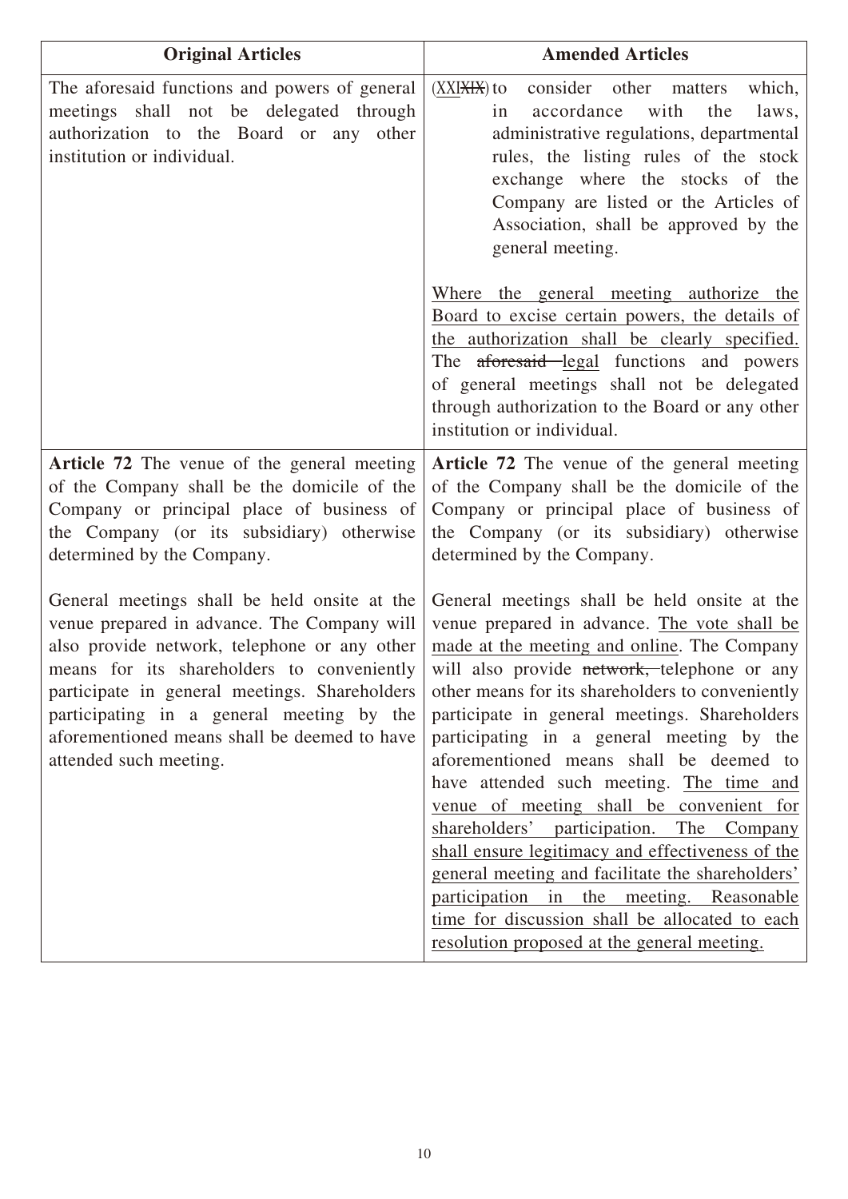| Original Articles | Amended Articles |
|---|---|
| The aforesaid functions and powers of general meetings shall not be delegated through authorization to the Board or any other institution or individual. | (XXIXIX) to consider other matters which, in accordance with the laws, administrative regulations, departmental rules, the listing rules of the stock exchange where the stocks of the Company are listed or the Articles of Association, shall be approved by the general meeting.<br><br>Where the general meeting authorize the Board to excise certain powers, the details of the authorization shall be clearly specified. The ~~aforesaid~~ legal functions and powers of general meetings shall not be delegated through authorization to the Board or any other institution or individual. |
| **Article 72** The venue of the general meeting of the Company shall be the domicile of the Company or principal place of business of the Company (or its subsidiary) otherwise determined by the Company.<br><br>General meetings shall be held onsite at the venue prepared in advance. The Company will also provide network, telephone or any other means for its shareholders to conveniently participate in general meetings. Shareholders participating in a general meeting by the aforementioned means shall be deemed to have attended such meeting. | **Article 72** The venue of the general meeting of the Company shall be the domicile of the Company or principal place of business of the Company (or its subsidiary) otherwise determined by the Company.<br><br>General meetings shall be held onsite at the venue prepared in advance. The vote shall be made at the meeting and online. The Company will also provide ~~network,~~ telephone or any other means for its shareholders to conveniently participate in general meetings. Shareholders participating in a general meeting by the aforementioned means shall be deemed to have attended such meeting. The time and venue of meeting shall be convenient for shareholders' participation. The Company shall ensure legitimacy and effectiveness of the general meeting and facilitate the shareholders' participation in the meeting. Reasonable time for discussion shall be allocated to each resolution proposed at the general meeting. |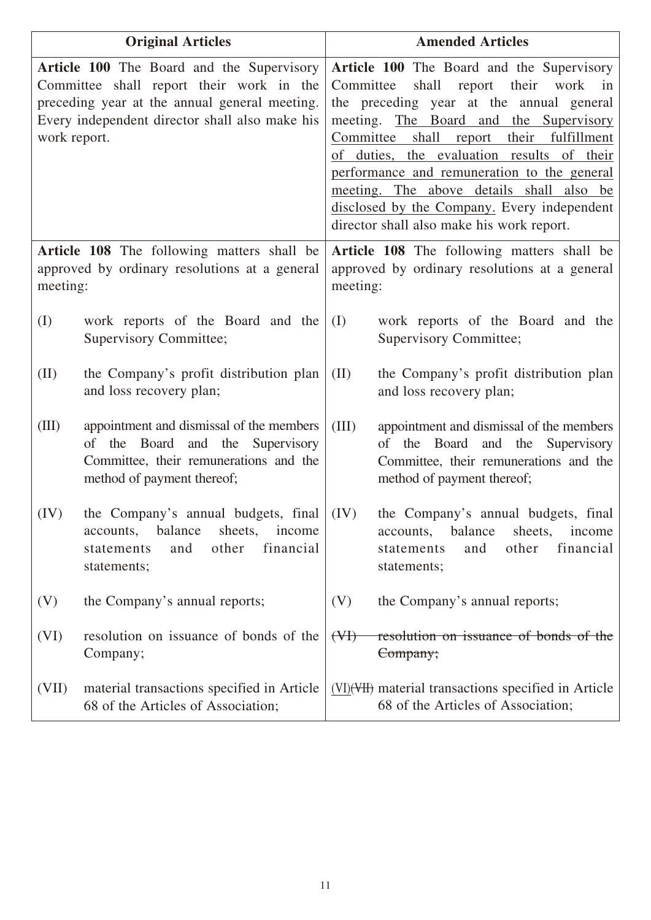| Original Articles | Amended Articles |
|---|---|
| **Article 100** The Board and the Supervisory Committee shall report their work in the preceding year at the annual general meeting. Every independent director shall also make his work report. | **Article 100** The Board and the Supervisory Committee shall report their work in the preceding year at the annual general meeting. <u>The Board and the Supervisory Committee shall report their fulfillment of duties, the evaluation results of their performance and remuneration to the general meeting. The above details shall also be disclosed by the Company.</u> Every independent director shall also make his work report. |
| **Article 108** The following matters shall be approved by ordinary resolutions at a general meeting:<br><br>(I) work reports of the Board and the Supervisory Committee;<br><br>(II) the Company's profit distribution plan and loss recovery plan;<br><br>(III) appointment and dismissal of the members of the Board and the Supervisory Committee, their remunerations and the method of payment thereof;<br><br>(IV) the Company's annual budgets, final accounts, balance sheets, income statements and other financial statements;<br><br>(V) the Company's annual reports;<br><br>(VI) resolution on issuance of bonds of the Company;<br><br>(VII) material transactions specified in Article 68 of the Articles of Association; | **Article 108** The following matters shall be approved by ordinary resolutions at a general meeting:<br><br>(I) work reports of the Board and the Supervisory Committee;<br><br>(II) the Company's profit distribution plan and loss recovery plan;<br><br>(III) appointment and dismissal of the members of the Board and the Supervisory Committee, their remunerations and the method of payment thereof;<br><br>(IV) the Company's annual budgets, final accounts, balance sheets, income statements and other financial statements;<br><br>(V) the Company's annual reports;<br><br>~~(VI) resolution on issuance of bonds of the Company;~~<br><br><u>(VI)</u>~~(VII)~~ material transactions specified in Article 68 of the Articles of Association; |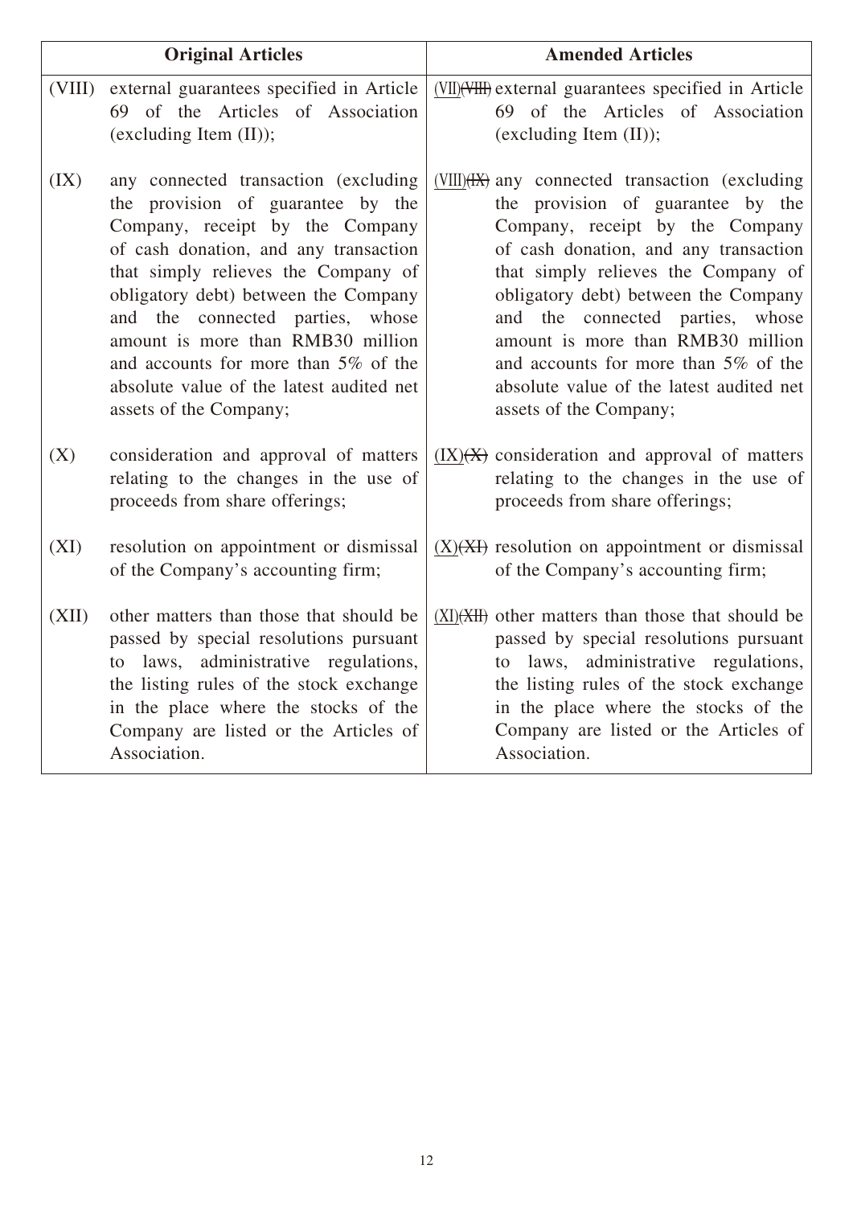| Original Articles | Amended Articles |
|---|---|
| (VIII) external guarantees specified in Article 69 of the Articles of Association (excluding Item (II)); | (VII)~~(VIII)~~ external guarantees specified in Article 69 of the Articles of Association (excluding Item (II)); |
| (IX) any connected transaction (excluding the provision of guarantee by the Company, receipt by the Company of cash donation, and any transaction that simply relieves the Company of obligatory debt) between the Company and the connected parties, whose amount is more than RMB30 million and accounts for more than 5% of the absolute value of the latest audited net assets of the Company; | (VIII)~~(IX)~~ any connected transaction (excluding the provision of guarantee by the Company, receipt by the Company of cash donation, and any transaction that simply relieves the Company of obligatory debt) between the Company and the connected parties, whose amount is more than RMB30 million and accounts for more than 5% of the absolute value of the latest audited net assets of the Company; |
| (X) consideration and approval of matters relating to the changes in the use of proceeds from share offerings; | (IX)~~(X)~~ consideration and approval of matters relating to the changes in the use of proceeds from share offerings; |
| (XI) resolution on appointment or dismissal of the Company's accounting firm; | (X)~~(XI)~~ resolution on appointment or dismissal of the Company's accounting firm; |
| (XII) other matters than those that should be passed by special resolutions pursuant to laws, administrative regulations, the listing rules of the stock exchange in the place where the stocks of the Company are listed or the Articles of Association. | (XI)~~(XII)~~ other matters than those that should be passed by special resolutions pursuant to laws, administrative regulations, the listing rules of the stock exchange in the place where the stocks of the Company are listed or the Articles of Association. |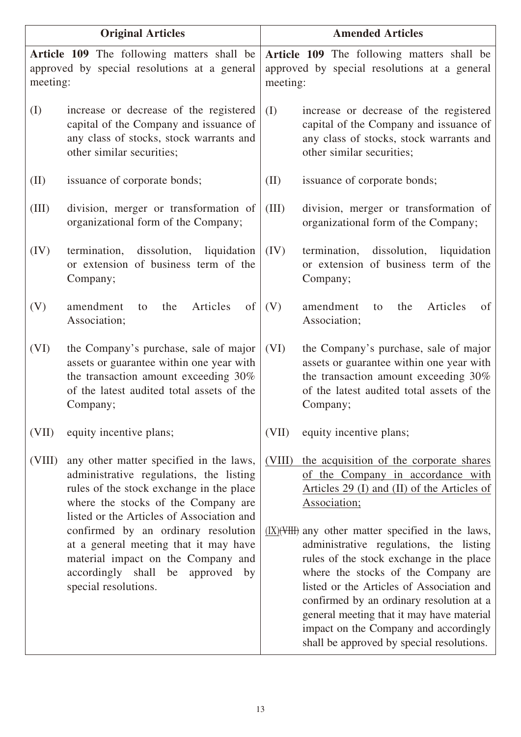| Original Articles | Amended Articles |
|---|---|
| **Article 109** The following matters shall be approved by special resolutions at a general meeting: | **Article 109** The following matters shall be approved by special resolutions at a general meeting: |
| (I) increase or decrease of the registered capital of the Company and issuance of any class of stocks, stock warrants and other similar securities; | (I) increase or decrease of the registered capital of the Company and issuance of any class of stocks, stock warrants and other similar securities; |
| (II) issuance of corporate bonds; | (II) issuance of corporate bonds; |
| (III) division, merger or transformation of organizational form of the Company; | (III) division, merger or transformation of organizational form of the Company; |
| (IV) termination, dissolution, liquidation or extension of business term of the Company; | (IV) termination, dissolution, liquidation or extension of business term of the Company; |
| (V) amendment to the Articles of Association; | (V) amendment to the Articles of Association; |
| (VI) the Company's purchase, sale of major assets or guarantee within one year with the transaction amount exceeding 30% of the latest audited total assets of the Company; | (VI) the Company's purchase, sale of major assets or guarantee within one year with the transaction amount exceeding 30% of the latest audited total assets of the Company; |
| (VII) equity incentive plans; | (VII) equity incentive plans; |
| (VIII) any other matter specified in the laws, administrative regulations, the listing rules of the stock exchange in the place where the stocks of the Company are listed or the Articles of Association and confirmed by an ordinary resolution at a general meeting that it may have material impact on the Company and accordingly shall be approved by special resolutions. | <u>(VIII) the acquisition of the corporate shares of the Company in accordance with Articles 29 (I) and (II) of the Articles of Association;</u><br><br><u>(IX)</u>~~(VIII)~~ any other matter specified in the laws, administrative regulations, the listing rules of the stock exchange in the place where the stocks of the Company are listed or the Articles of Association and confirmed by an ordinary resolution at a general meeting that it may have material impact on the Company and accordingly shall be approved by special resolutions. |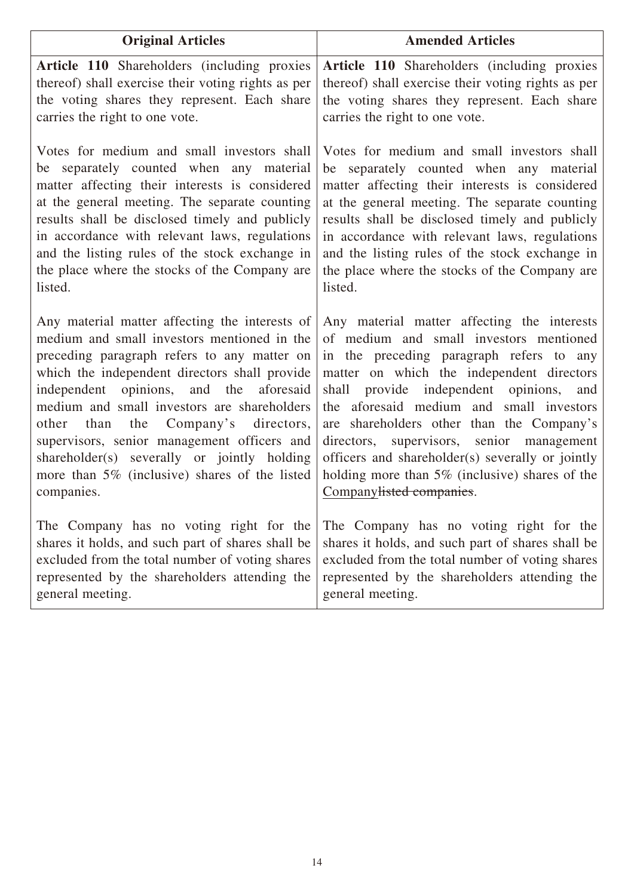| Original Articles | Amended Articles |
|---|---|
| **Article 110** Shareholders (including proxies thereof) shall exercise their voting rights as per the voting shares they represent. Each share carries the right to one vote.<br><br>Votes for medium and small investors shall be separately counted when any material matter affecting their interests is considered at the general meeting. The separate counting results shall be disclosed timely and publicly in accordance with relevant laws, regulations and the listing rules of the stock exchange in the place where the stocks of the Company are listed.<br><br>Any material matter affecting the interests of medium and small investors mentioned in the preceding paragraph refers to any matter on which the independent directors shall provide independent opinions, and the aforesaid medium and small investors are shareholders other than the Company's directors, supervisors, senior management officers and shareholder(s) severally or jointly holding more than 5% (inclusive) shares of the listed companies.<br><br>The Company has no voting right for the shares it holds, and such part of shares shall be excluded from the total number of voting shares represented by the shareholders attending the general meeting. | **Article 110** Shareholders (including proxies thereof) shall exercise their voting rights as per the voting shares they represent. Each share carries the right to one vote.<br><br>Votes for medium and small investors shall be separately counted when any material matter affecting their interests is considered at the general meeting. The separate counting results shall be disclosed timely and publicly in accordance with relevant laws, regulations and the listing rules of the stock exchange in the place where the stocks of the Company are listed.<br><br>Any material matter affecting the interests of medium and small investors mentioned in the preceding paragraph refers to any matter on which the independent directors shall provide independent opinions, and the aforesaid medium and small investors are shareholders other than the Company's directors, supervisors, senior management officers and shareholder(s) severally or jointly holding more than 5% (inclusive) shares of the <u>Company</u>~~listed companies~~.<br><br>The Company has no voting right for the shares it holds, and such part of shares shall be excluded from the total number of voting shares represented by the shareholders attending the general meeting. |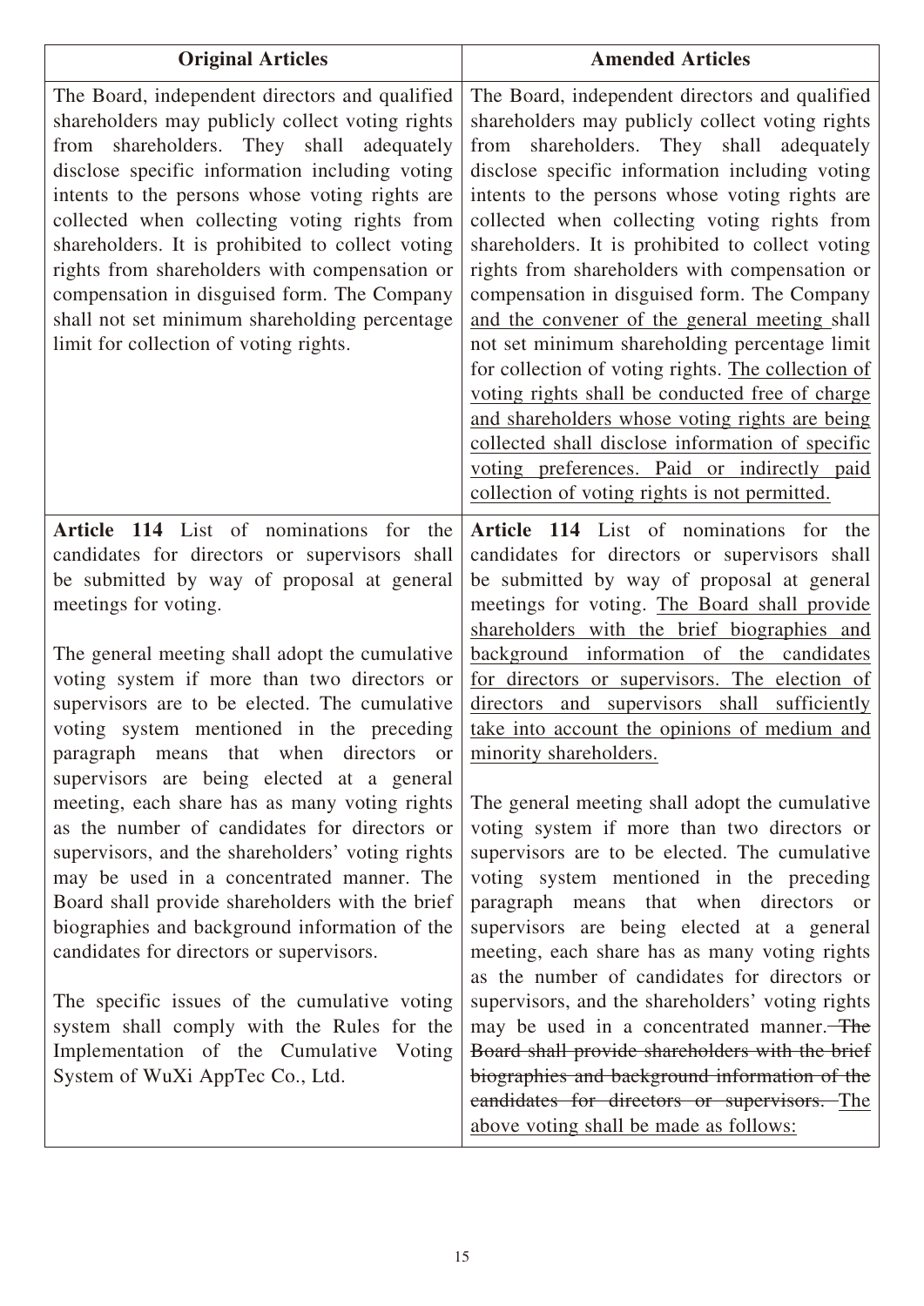| Original Articles | Amended Articles |
|---|---|
| The Board, independent directors and qualified shareholders may publicly collect voting rights from shareholders. They shall adequately disclose specific information including voting intents to the persons whose voting rights are collected when collecting voting rights from shareholders. It is prohibited to collect voting rights from shareholders with compensation or compensation in disguised form. The Company shall not set minimum shareholding percentage limit for collection of voting rights. | The Board, independent directors and qualified shareholders may publicly collect voting rights from shareholders. They shall adequately disclose specific information including voting intents to the persons whose voting rights are collected when collecting voting rights from shareholders. It is prohibited to collect voting rights from shareholders with compensation or compensation in disguised form. The Company <u>and the convener of the general meeting</u> shall not set minimum shareholding percentage limit for collection of voting rights. <u>The collection of voting rights shall be conducted free of charge and shareholders whose voting rights are being collected shall disclose information of specific voting preferences. Paid or indirectly paid collection of voting rights is not permitted.</u> |
| **Article 114** List of nominations for the candidates for directors or supervisors shall be submitted by way of proposal at general meetings for voting.<br><br>The general meeting shall adopt the cumulative voting system if more than two directors or supervisors are to be elected. The cumulative voting system mentioned in the preceding paragraph means that when directors or supervisors are being elected at a general meeting, each share has as many voting rights as the number of candidates for directors or supervisors, and the shareholders' voting rights may be used in a concentrated manner. The Board shall provide shareholders with the brief biographies and background information of the candidates for directors or supervisors.<br><br>The specific issues of the cumulative voting system shall comply with the Rules for the Implementation of the Cumulative Voting System of WuXi AppTec Co., Ltd. | **Article 114** List of nominations for the candidates for directors or supervisors shall be submitted by way of proposal at general meetings for voting. <u>The Board shall provide shareholders with the brief biographies and background information of the candidates for directors or supervisors. The election of directors and supervisors shall sufficiently take into account the opinions of medium and minority shareholders.</u><br><br>The general meeting shall adopt the cumulative voting system if more than two directors or supervisors are to be elected. The cumulative voting system mentioned in the preceding paragraph means that when directors or supervisors are being elected at a general meeting, each share has as many voting rights as the number of candidates for directors or supervisors, and the shareholders' voting rights may be used in a concentrated manner. ~~The Board shall provide shareholders with the brief biographies and background information of the candidates for directors or supervisors.~~ <u>The above voting shall be made as follows:</u> |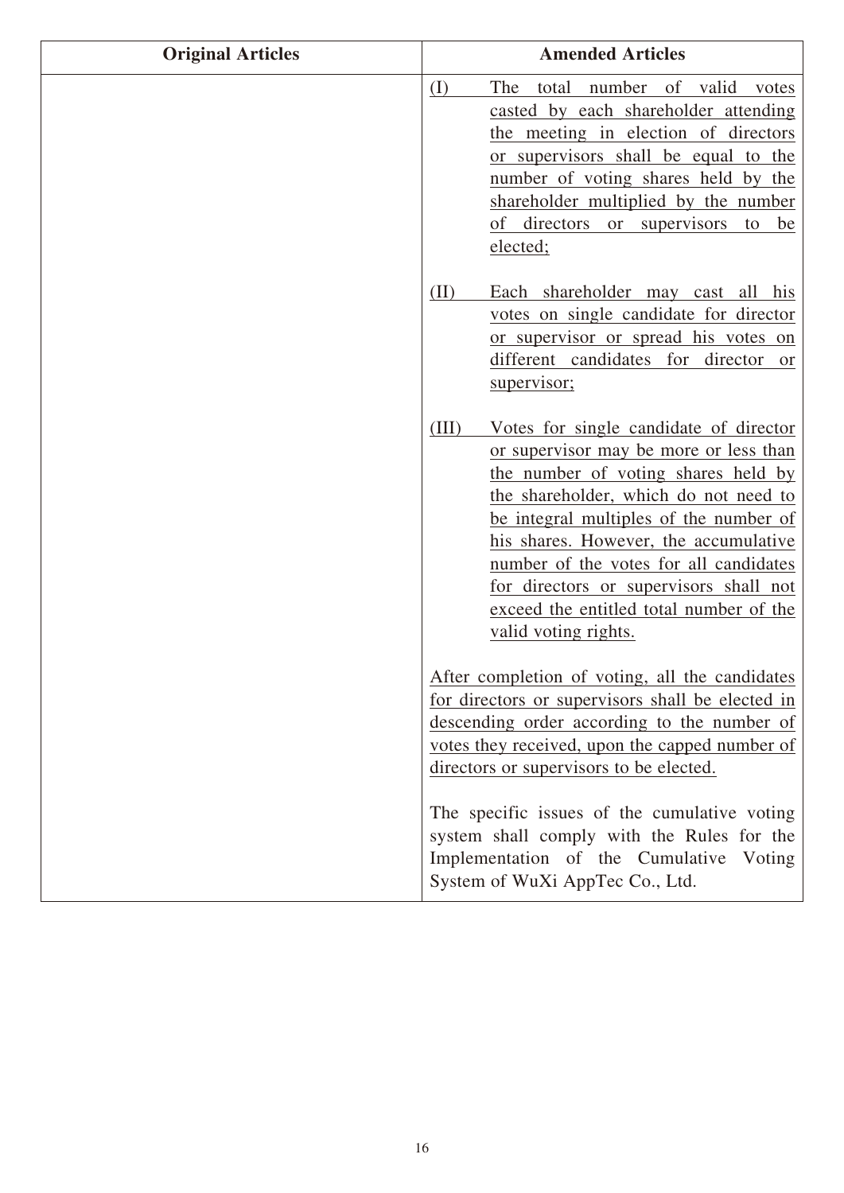| Original Articles | Amended Articles |
| --- | --- |
| | (I) The total number of valid votes casted by each shareholder attending the meeting in election of directors or supervisors shall be equal to the number of voting shares held by the shareholder multiplied by the number of directors or supervisors to be elected;<br><br>(II) Each shareholder may cast all his votes on single candidate for director or supervisor or spread his votes on different candidates for director or supervisor;<br><br>(III) Votes for single candidate of director or supervisor may be more or less than the number of voting shares held by the shareholder, which do not need to be integral multiples of the number of his shares. However, the accumulative number of the votes for all candidates for directors or supervisors shall not exceed the entitled total number of the valid voting rights.<br><br>After completion of voting, all the candidates for directors or supervisors shall be elected in descending order according to the number of votes they received, upon the capped number of directors or supervisors to be elected.<br><br>The specific issues of the cumulative voting system shall comply with the Rules for the Implementation of the Cumulative Voting System of WuXi AppTec Co., Ltd. |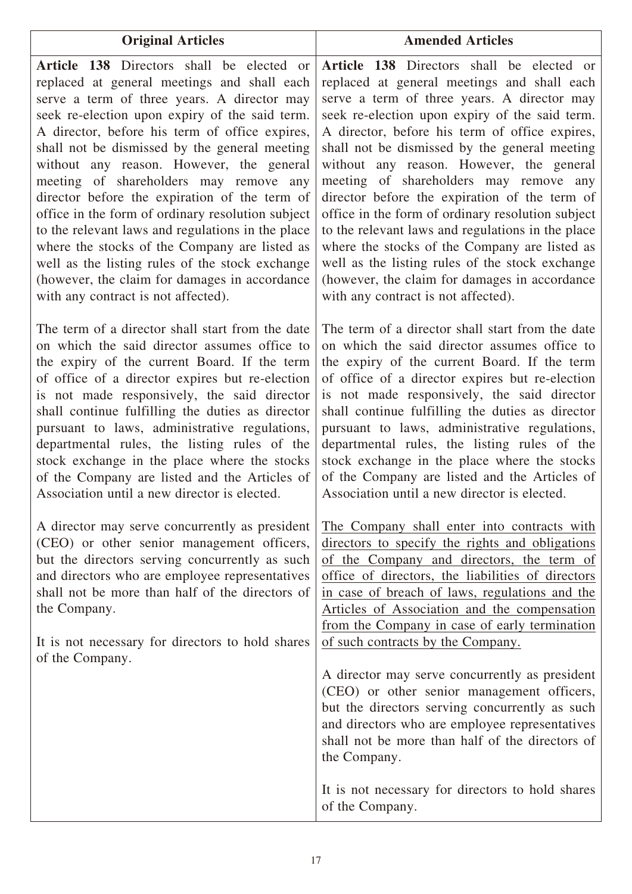| Original Articles | Amended Articles |
|---|---|
| **Article 138** Directors shall be elected or replaced at general meetings and shall each serve a term of three years. A director may seek re-election upon expiry of the said term. A director, before his term of office expires, shall not be dismissed by the general meeting without any reason. However, the general meeting of shareholders may remove any director before the expiration of the term of office in the form of ordinary resolution subject to the relevant laws and regulations in the place where the stocks of the Company are listed as well as the listing rules of the stock exchange (however, the claim for damages in accordance with any contract is not affected).<br><br>The term of a director shall start from the date on which the said director assumes office to the expiry of the current Board. If the term of office of a director expires but re-election is not made responsively, the said director shall continue fulfilling the duties as director pursuant to laws, administrative regulations, departmental rules, the listing rules of the stock exchange in the place where the stocks of the Company are listed and the Articles of Association until a new director is elected.<br><br>A director may serve concurrently as president (CEO) or other senior management officers, but the directors serving concurrently as such and directors who are employee representatives shall not be more than half of the directors of the Company.<br><br>It is not necessary for directors to hold shares of the Company. | **Article 138** Directors shall be elected or replaced at general meetings and shall each serve a term of three years. A director may seek re-election upon expiry of the said term. A director, before his term of office expires, shall not be dismissed by the general meeting without any reason. However, the general meeting of shareholders may remove any director before the expiration of the term of office in the form of ordinary resolution subject to the relevant laws and regulations in the place where the stocks of the Company are listed as well as the listing rules of the stock exchange (however, the claim for damages in accordance with any contract is not affected).<br><br>The term of a director shall start from the date on which the said director assumes office to the expiry of the current Board. If the term of office of a director expires but re-election is not made responsively, the said director shall continue fulfilling the duties as director pursuant to laws, administrative regulations, departmental rules, the listing rules of the stock exchange in the place where the stocks of the Company are listed and the Articles of Association until a new director is elected.<br><br><u>The Company shall enter into contracts with directors to specify the rights and obligations of the Company and directors, the term of office of directors, the liabilities of directors in case of breach of laws, regulations and the Articles of Association and the compensation from the Company in case of early termination of such contracts by the Company.</u><br><br>A director may serve concurrently as president (CEO) or other senior management officers, but the directors serving concurrently as such and directors who are employee representatives shall not be more than half of the directors of the Company.<br><br>It is not necessary for directors to hold shares of the Company. |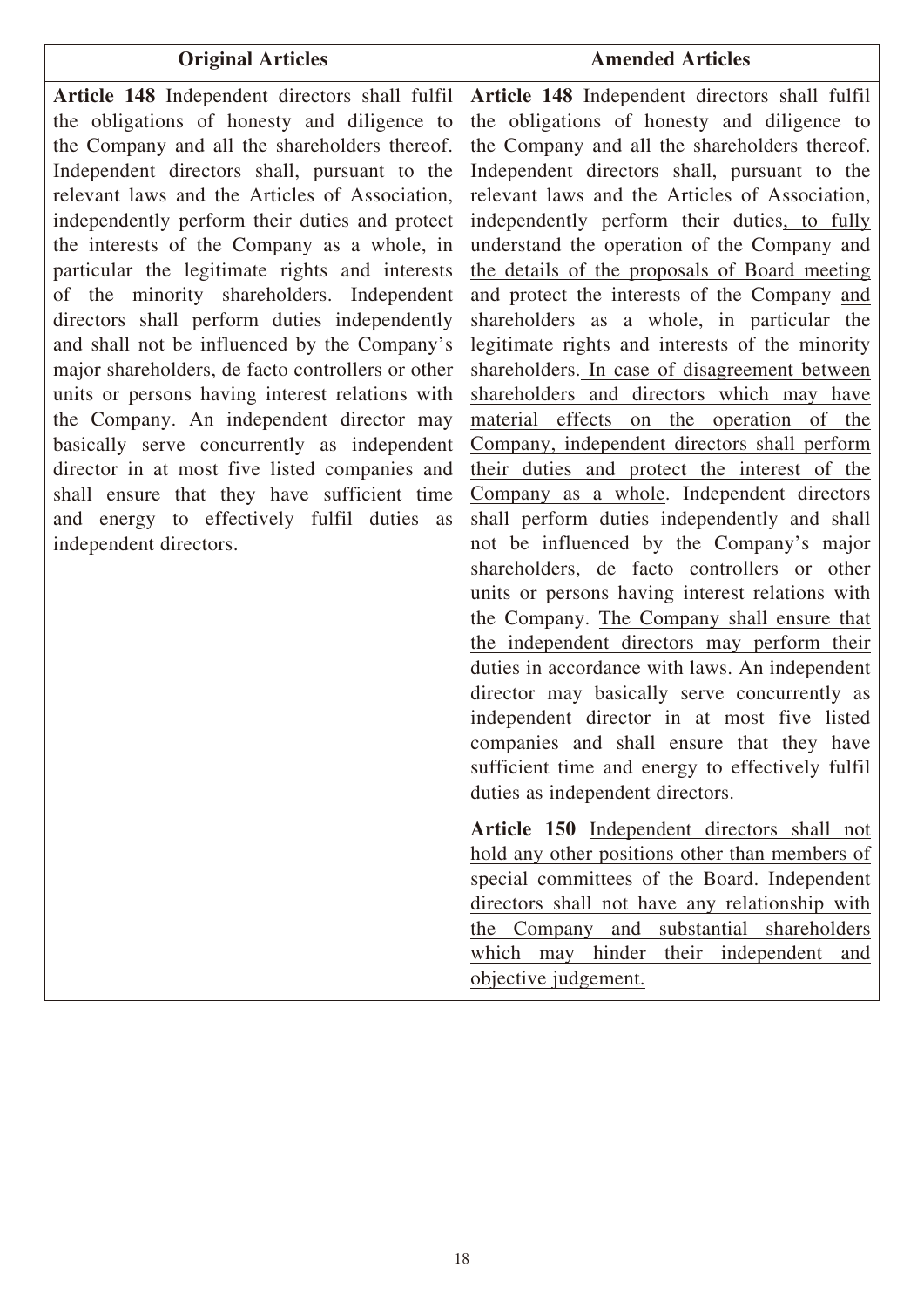| Original Articles | Amended Articles |
|---|---|
| **Article 148** Independent directors shall fulfil the obligations of honesty and diligence to the Company and all the shareholders thereof. Independent directors shall, pursuant to the relevant laws and the Articles of Association, independently perform their duties and protect the interests of the Company as a whole, in particular the legitimate rights and interests of the minority shareholders. Independent directors shall perform duties independently and shall not be influenced by the Company's major shareholders, de facto controllers or other units or persons having interest relations with the Company. An independent director may basically serve concurrently as independent director in at most five listed companies and shall ensure that they have sufficient time and energy to effectively fulfil duties as independent directors. | **Article 148** Independent directors shall fulfil the obligations of honesty and diligence to the Company and all the shareholders thereof. Independent directors shall, pursuant to the relevant laws and the Articles of Association, independently perform their duties, to fully understand the operation of the Company and the details of the proposals of Board meeting and protect the interests of the Company and shareholders as a whole, in particular the legitimate rights and interests of the minority shareholders. In case of disagreement between shareholders and directors which may have material effects on the operation of the Company, independent directors shall perform their duties and protect the interest of the Company as a whole. Independent directors shall perform duties independently and shall not be influenced by the Company's major shareholders, de facto controllers or other units or persons having interest relations with the Company. The Company shall ensure that the independent directors may perform their duties in accordance with laws. An independent director may basically serve concurrently as independent director in at most five listed companies and shall ensure that they have sufficient time and energy to effectively fulfil duties as independent directors. |
| | **Article 150** Independent directors shall not hold any other positions other than members of special committees of the Board. Independent directors shall not have any relationship with the Company and substantial shareholders which may hinder their independent and objective judgement. |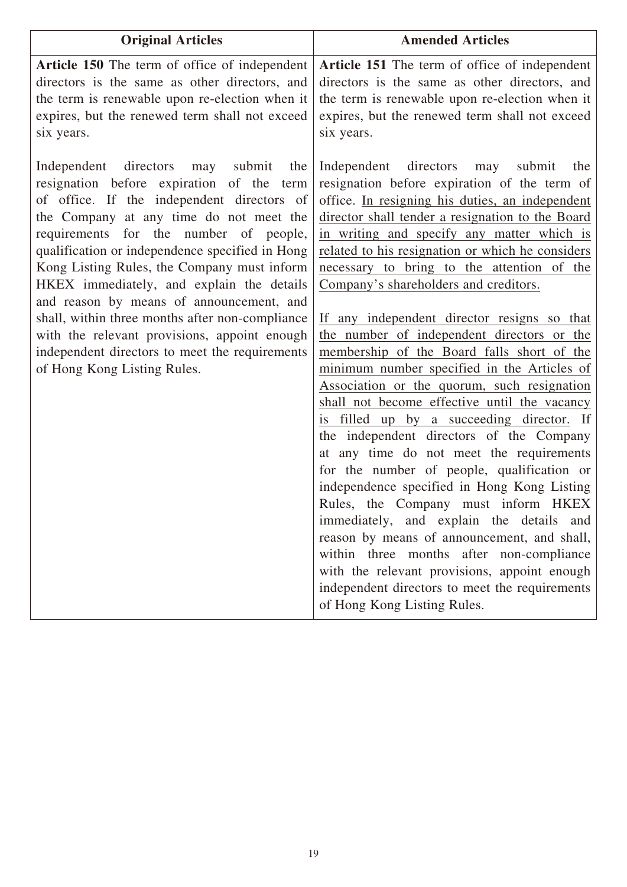| Original Articles | Amended Articles |
|---|---|
| **Article 150** The term of office of independent directors is the same as other directors, and the term is renewable upon re-election when it expires, but the renewed term shall not exceed six years.<br><br>Independent directors may submit the resignation before expiration of the term of office. If the independent directors of the Company at any time do not meet the requirements for the number of people, qualification or independence specified in Hong Kong Listing Rules, the Company must inform HKEX immediately, and explain the details and reason by means of announcement, and shall, within three months after non-compliance with the relevant provisions, appoint enough independent directors to meet the requirements of Hong Kong Listing Rules. | **Article 151** The term of office of independent directors is the same as other directors, and the term is renewable upon re-election when it expires, but the renewed term shall not exceed six years.<br><br>Independent directors may submit the resignation before expiration of the term of office. <u>In resigning his duties, an independent director shall tender a resignation to the Board in writing and specify any matter which is related to his resignation or which he considers necessary to bring to the attention of the Company's shareholders and creditors.</u><br><br><u>If any independent director resigns so that the number of independent directors or the membership of the Board falls short of the minimum number specified in the Articles of Association or the quorum, such resignation shall not become effective until the vacancy is filled up by a succeeding director.</u> If the independent directors of the Company at any time do not meet the requirements for the number of people, qualification or independence specified in Hong Kong Listing Rules, the Company must inform HKEX immediately, and explain the details and reason by means of announcement, and shall, within three months after non-compliance with the relevant provisions, appoint enough independent directors to meet the requirements of Hong Kong Listing Rules. |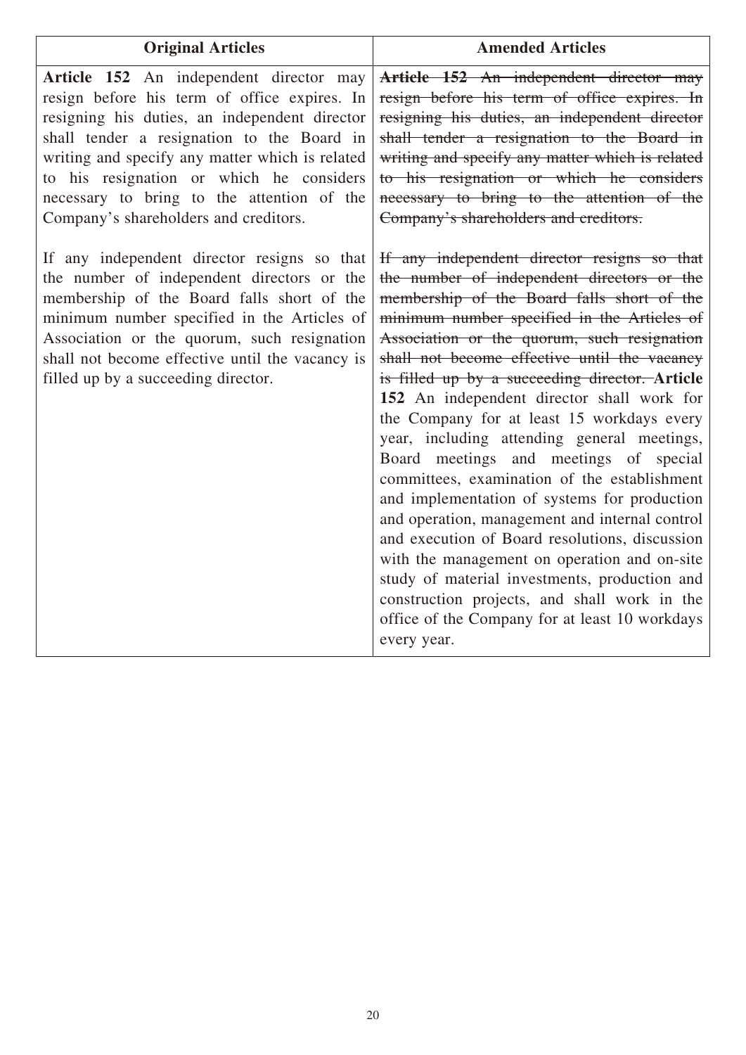| Original Articles | Amended Articles |
|---|---|
| **Article 152** An independent director may resign before his term of office expires. In resigning his duties, an independent director shall tender a resignation to the Board in writing and specify any matter which is related to his resignation or which he considers necessary to bring to the attention of the Company's shareholders and creditors.<br><br>If any independent director resigns so that the number of independent directors or the membership of the Board falls short of the minimum number specified in the Articles of Association or the quorum, such resignation shall not become effective until the vacancy is filled up by a succeeding director. | ~~**Article 152** An independent director may resign before his term of office expires. In resigning his duties, an independent director shall tender a resignation to the Board in writing and specify any matter which is related to his resignation or which he considers necessary to bring to the attention of the Company's shareholders and creditors.~~<br><br>~~If any independent director resigns so that the number of independent directors or the membership of the Board falls short of the minimum number specified in the Articles of Association or the quorum, such resignation shall not become effective until the vacancy is filled up by a succeeding director.~~ **Article 152** An independent director shall work for the Company for at least 15 workdays every year, including attending general meetings, Board meetings and meetings of special committees, examination of the establishment and implementation of systems for production and operation, management and internal control and execution of Board resolutions, discussion with the management on operation and on-site study of material investments, production and construction projects, and shall work in the office of the Company for at least 10 workdays every year. |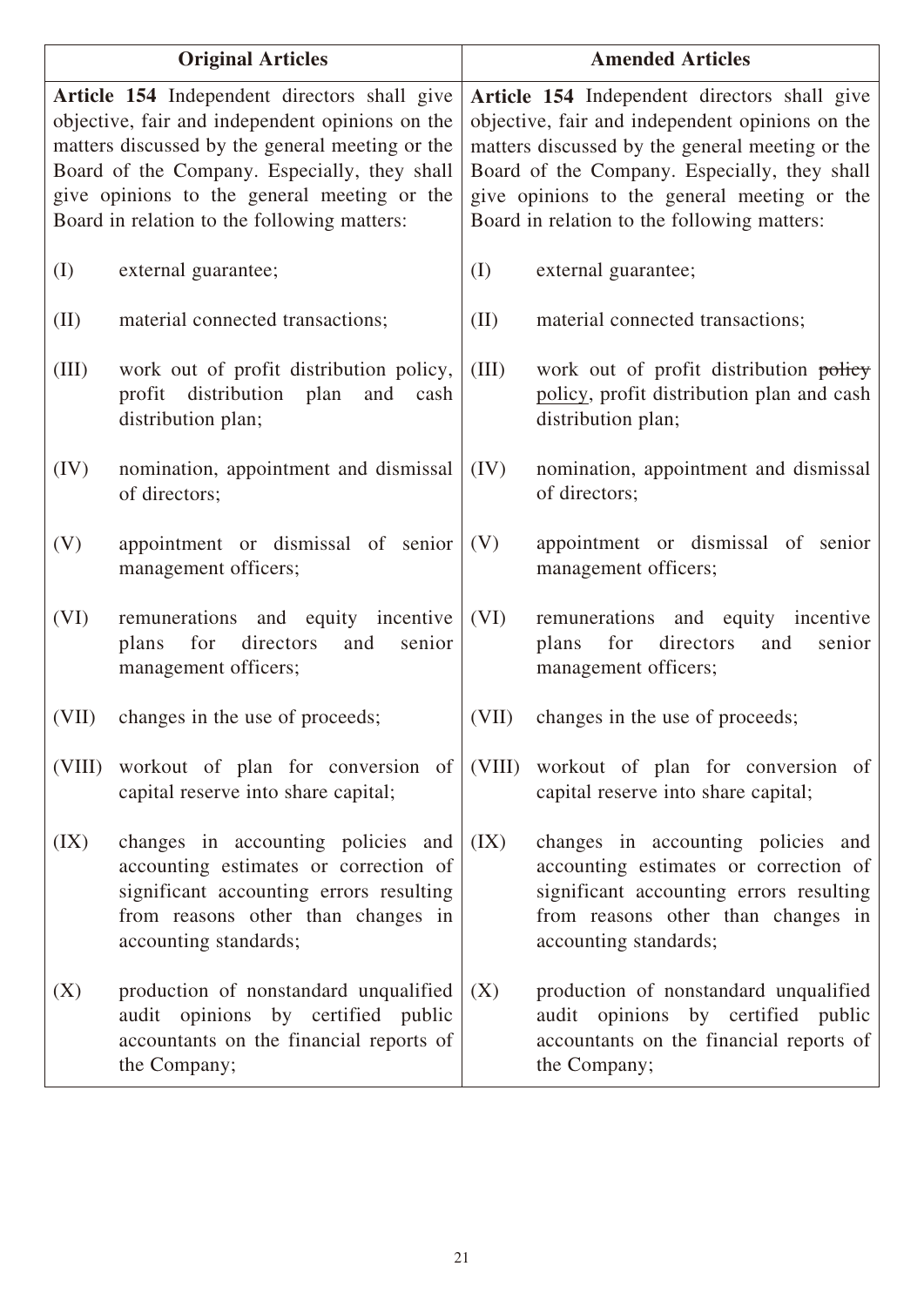| Original Articles | Amended Articles |
|---|---|
| **Article 154** Independent directors shall give objective, fair and independent opinions on the matters discussed by the general meeting or the Board of the Company. Especially, they shall give opinions to the general meeting or the Board in relation to the following matters:<br><br>(I) external guarantee;<br><br>(II) material connected transactions;<br><br>(III) work out of profit distribution policy, profit distribution plan and cash distribution plan;<br><br>(IV) nomination, appointment and dismissal of directors;<br><br>(V) appointment or dismissal of senior management officers;<br><br>(VI) remunerations and equity incentive plans for directors and senior management officers;<br><br>(VII) changes in the use of proceeds;<br><br>(VIII) workout of plan for conversion of capital reserve into share capital;<br><br>(IX) changes in accounting policies and accounting estimates or correction of significant accounting errors resulting from reasons other than changes in accounting standards;<br><br>(X) production of nonstandard unqualified audit opinions by certified public accountants on the financial reports of the Company; | **Article 154** Independent directors shall give objective, fair and independent opinions on the matters discussed by the general meeting or the Board of the Company. Especially, they shall give opinions to the general meeting or the Board in relation to the following matters:<br><br>(I) external guarantee;<br><br>(II) material connected transactions;<br><br>(III) work out of profit distribution ~~policy~~ <u>policy</u>, profit distribution plan and cash distribution plan;<br><br>(IV) nomination, appointment and dismissal of directors;<br><br>(V) appointment or dismissal of senior management officers;<br><br>(VI) remunerations and equity incentive plans for directors and senior management officers;<br><br>(VII) changes in the use of proceeds;<br><br>(VIII) workout of plan for conversion of capital reserve into share capital;<br><br>(IX) changes in accounting policies and accounting estimates or correction of significant accounting errors resulting from reasons other than changes in accounting standards;<br><br>(X) production of nonstandard unqualified audit opinions by certified public accountants on the financial reports of the Company; |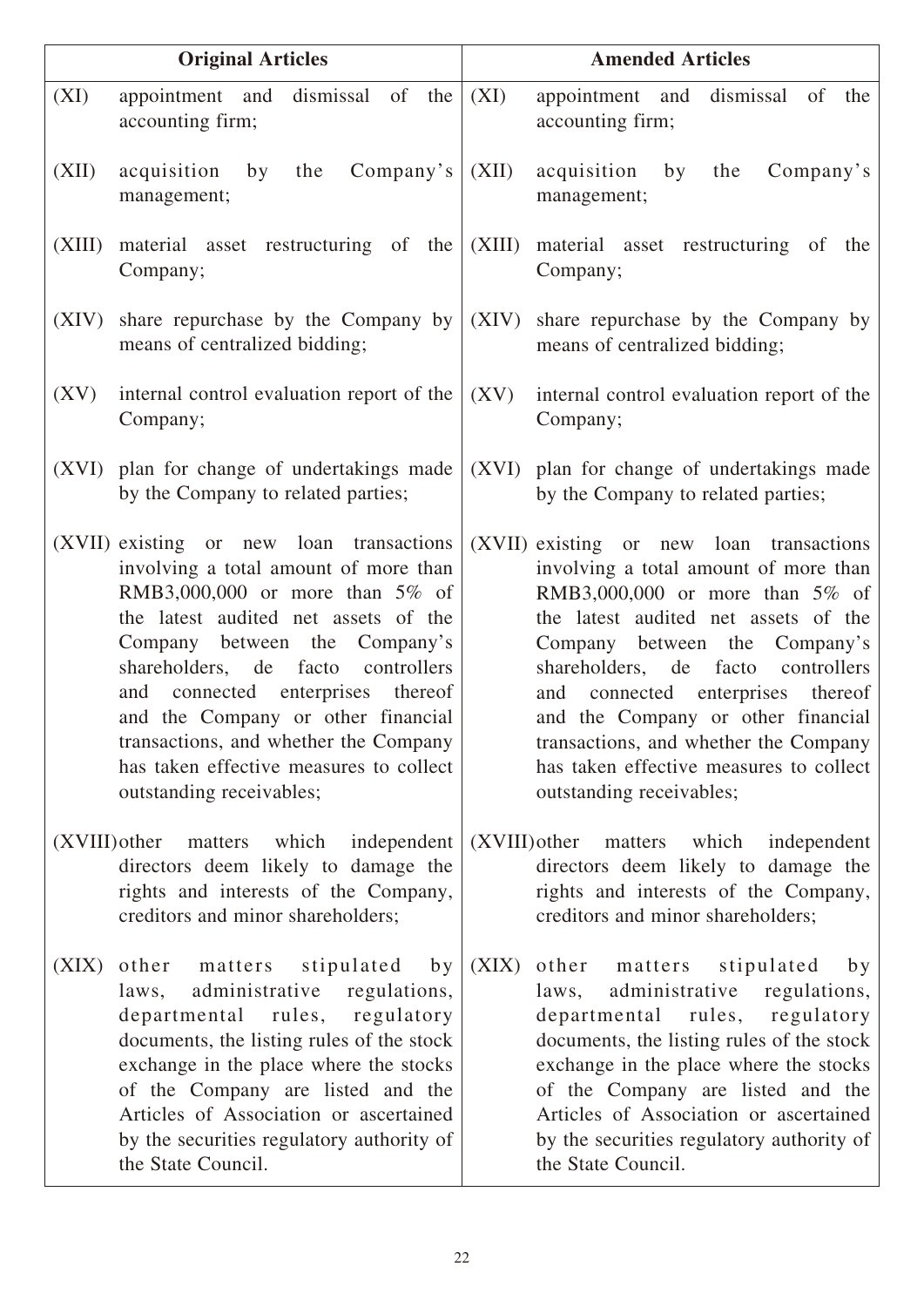| Original Articles | Amended Articles |
|---|---|
| (XI) appointment and dismissal of the accounting firm; | (XI) appointment and dismissal of the accounting firm; |
| (XII) acquisition by the Company's management; | (XII) acquisition by the Company's management; |
| (XIII) material asset restructuring of the Company; | (XIII) material asset restructuring of the Company; |
| (XIV) share repurchase by the Company by means of centralized bidding; | (XIV) share repurchase by the Company by means of centralized bidding; |
| (XV) internal control evaluation report of the Company; | (XV) internal control evaluation report of the Company; |
| (XVI) plan for change of undertakings made by the Company to related parties; | (XVI) plan for change of undertakings made by the Company to related parties; |
| (XVII) existing or new loan transactions involving a total amount of more than RMB3,000,000 or more than 5% of the latest audited net assets of the Company between the Company's shareholders, de facto controllers and connected enterprises thereof and the Company or other financial transactions, and whether the Company has taken effective measures to collect outstanding receivables; | (XVII) existing or new loan transactions involving a total amount of more than RMB3,000,000 or more than 5% of the latest audited net assets of the Company between the Company's shareholders, de facto controllers and connected enterprises thereof and the Company or other financial transactions, and whether the Company has taken effective measures to collect outstanding receivables; |
| (XVIII) other matters which independent directors deem likely to damage the rights and interests of the Company, creditors and minor shareholders; | (XVIII) other matters which independent directors deem likely to damage the rights and interests of the Company, creditors and minor shareholders; |
| (XIX) other matters stipulated by laws, administrative regulations, departmental rules, regulatory documents, the listing rules of the stock exchange in the place where the stocks of the Company are listed and the Articles of Association or ascertained by the securities regulatory authority of the State Council. | (XIX) other matters stipulated by laws, administrative regulations, departmental rules, regulatory documents, the listing rules of the stock exchange in the place where the stocks of the Company are listed and the Articles of Association or ascertained by the securities regulatory authority of the State Council. |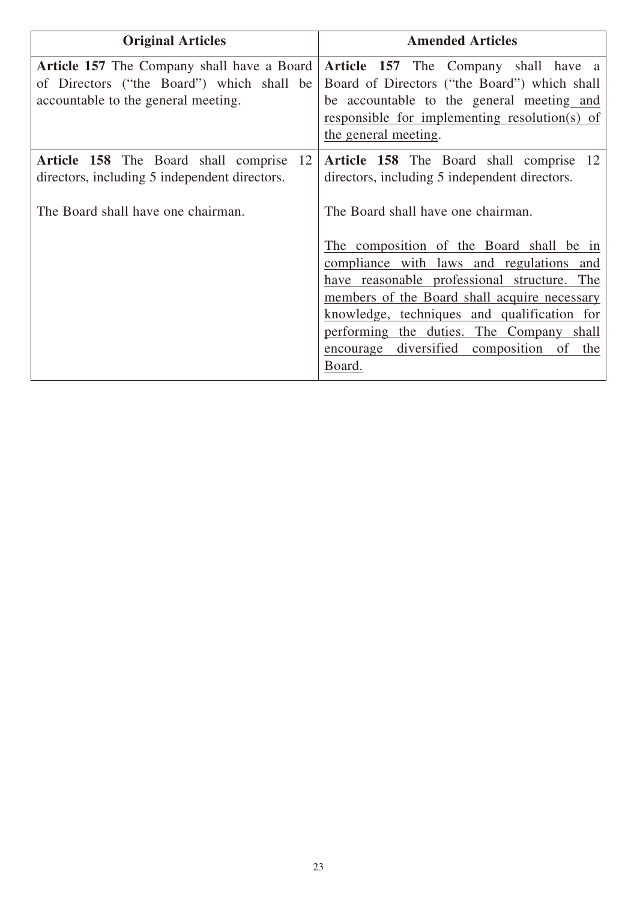| Original Articles | Amended Articles |
|---|---|
| **Article 157** The Company shall have a Board of Directors ("the Board") which shall be accountable to the general meeting. | **Article 157** The Company shall have a Board of Directors ("the Board") which shall be accountable to the general meeting <u>and responsible for implementing resolution(s) of the general meeting</u>. |
| **Article 158** The Board shall comprise 12 directors, including 5 independent directors.<br><br>The Board shall have one chairman. | **Article 158** The Board shall comprise 12 directors, including 5 independent directors.<br><br>The Board shall have one chairman.<br><br><u>The composition of the Board shall be in compliance with laws and regulations and have reasonable professional structure. The members of the Board shall acquire necessary knowledge, techniques and qualification for performing the duties. The Company shall encourage diversified composition of the Board.</u> |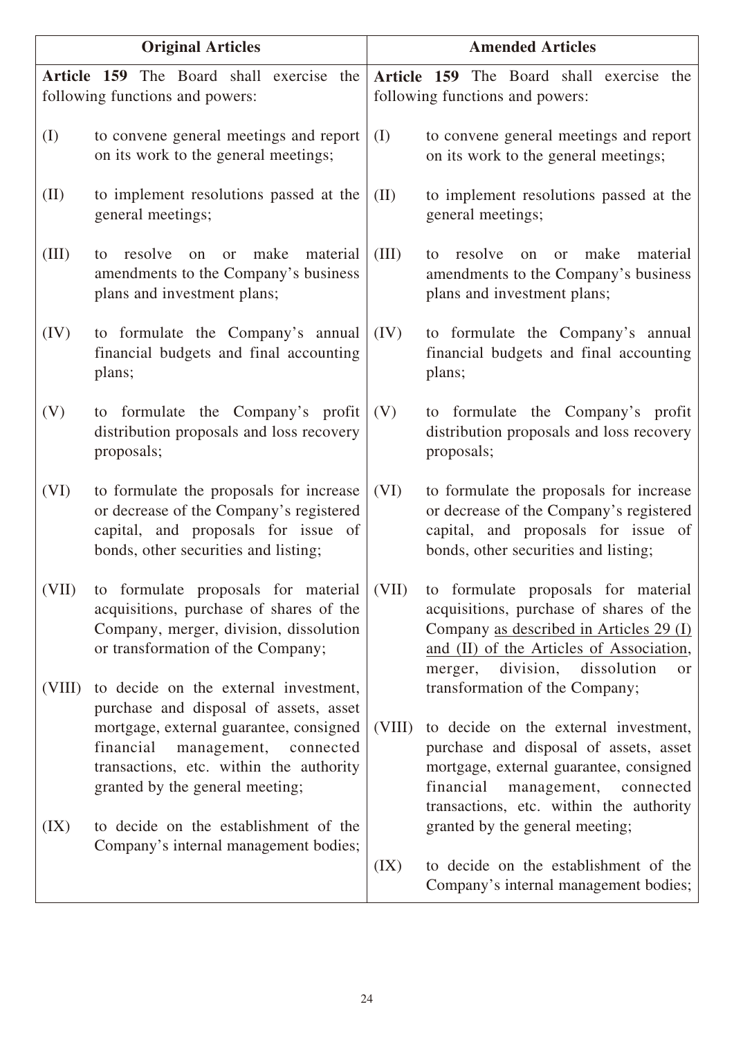| Original Articles | Amended Articles |
|---|---|
| **Article 159** The Board shall exercise the following functions and powers: | **Article 159** The Board shall exercise the following functions and powers: |
| (I) to convene general meetings and report on its work to the general meetings; | (I) to convene general meetings and report on its work to the general meetings; |
| (II) to implement resolutions passed at the general meetings; | (II) to implement resolutions passed at the general meetings; |
| (III) to resolve on or make material amendments to the Company's business plans and investment plans; | (III) to resolve on or make material amendments to the Company's business plans and investment plans; |
| (IV) to formulate the Company's annual financial budgets and final accounting plans; | (IV) to formulate the Company's annual financial budgets and final accounting plans; |
| (V) to formulate the Company's profit distribution proposals and loss recovery proposals; | (V) to formulate the Company's profit distribution proposals and loss recovery proposals; |
| (VI) to formulate the proposals for increase or decrease of the Company's registered capital, and proposals for issue of bonds, other securities and listing; | (VI) to formulate the proposals for increase or decrease of the Company's registered capital, and proposals for issue of bonds, other securities and listing; |
| (VII) to formulate proposals for material acquisitions, purchase of shares of the Company, merger, division, dissolution or transformation of the Company; | (VII) to formulate proposals for material acquisitions, purchase of shares of the Company <u>as described in Articles 29 (I) and (II) of the Articles of Association</u>, merger, division, dissolution or transformation of the Company; |
| (VIII) to decide on the external investment, purchase and disposal of assets, asset mortgage, external guarantee, consigned financial management, connected transactions, etc. within the authority granted by the general meeting; | (VIII) to decide on the external investment, purchase and disposal of assets, asset mortgage, external guarantee, consigned financial management, connected transactions, etc. within the authority granted by the general meeting; |
| (IX) to decide on the establishment of the Company's internal management bodies; | (IX) to decide on the establishment of the Company's internal management bodies; |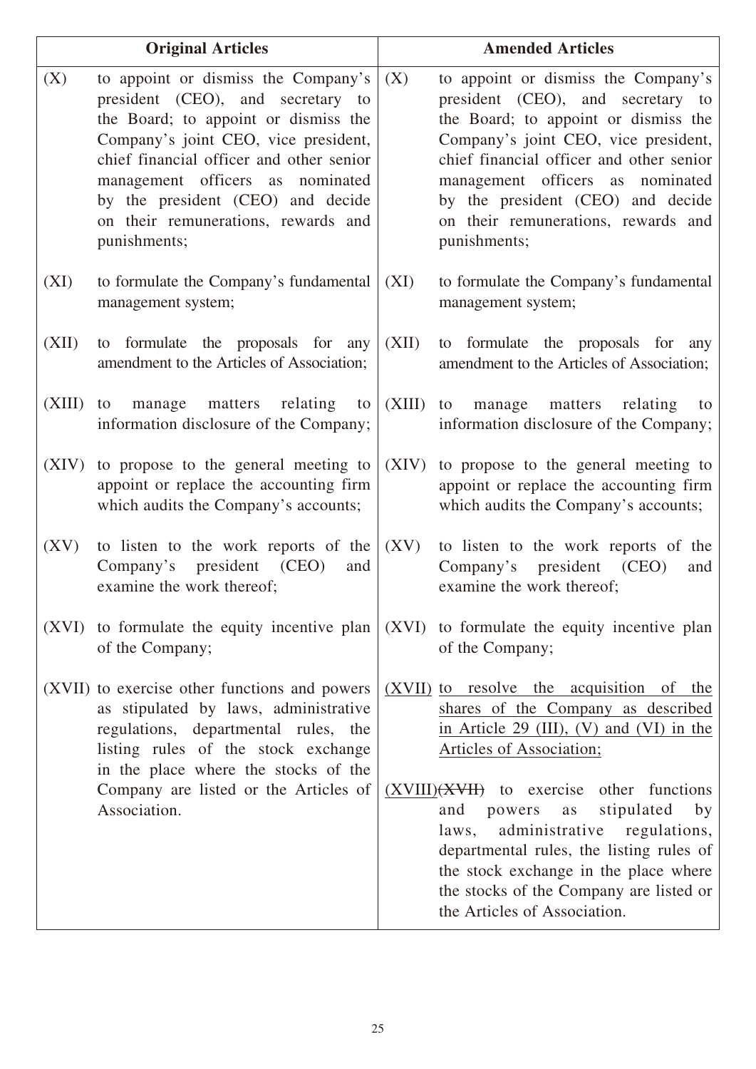| Original Articles | Amended Articles |
|---|---|
| (X) to appoint or dismiss the Company's president (CEO), and secretary to the Board; to appoint or dismiss the Company's joint CEO, vice president, chief financial officer and other senior management officers as nominated by the president (CEO) and decide on their remunerations, rewards and punishments; | (X) to appoint or dismiss the Company's president (CEO), and secretary to the Board; to appoint or dismiss the Company's joint CEO, vice president, chief financial officer and other senior management officers as nominated by the president (CEO) and decide on their remunerations, rewards and punishments; |
| (XI) to formulate the Company's fundamental management system; | (XI) to formulate the Company's fundamental management system; |
| (XII) to formulate the proposals for any amendment to the Articles of Association; | (XII) to formulate the proposals for any amendment to the Articles of Association; |
| (XIII) to manage matters relating to information disclosure of the Company; | (XIII) to manage matters relating to information disclosure of the Company; |
| (XIV) to propose to the general meeting to appoint or replace the accounting firm which audits the Company's accounts; | (XIV) to propose to the general meeting to appoint or replace the accounting firm which audits the Company's accounts; |
| (XV) to listen to the work reports of the Company's president (CEO) and examine the work thereof; | (XV) to listen to the work reports of the Company's president (CEO) and examine the work thereof; |
| (XVI) to formulate the equity incentive plan of the Company; | (XVI) to formulate the equity incentive plan of the Company; |
| (XVII) to exercise other functions and powers as stipulated by laws, administrative regulations, departmental rules, the listing rules of the stock exchange in the place where the stocks of the Company are listed or the Articles of Association. | <u>(XVII) to resolve the acquisition of the shares of the Company as described in Article 29 (III), (V) and (VI) in the Articles of Association;</u><br><br><u>(XVIII)</u>~~(XVII)~~ to exercise other functions and powers as stipulated by laws, administrative regulations, departmental rules, the listing rules of the stock exchange in the place where the stocks of the Company are listed or the Articles of Association. |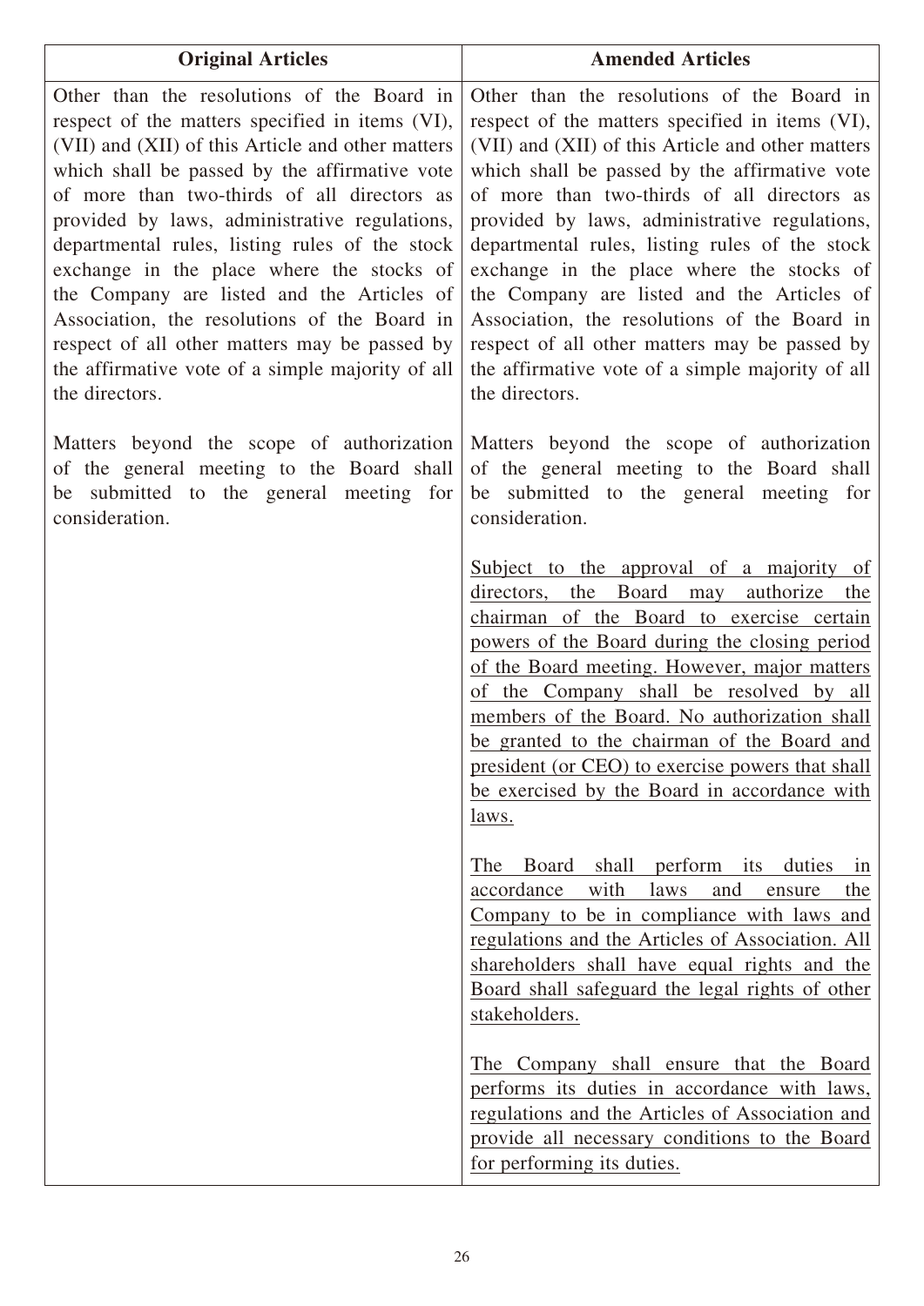| Original Articles | Amended Articles |
|---|---|
| Other than the resolutions of the Board in respect of the matters specified in items (VI), (VII) and (XII) of this Article and other matters which shall be passed by the affirmative vote of more than two-thirds of all directors as provided by laws, administrative regulations, departmental rules, listing rules of the stock exchange in the place where the stocks of the Company are listed and the Articles of Association, the resolutions of the Board in respect of all other matters may be passed by the affirmative vote of a simple majority of all the directors.<br><br>Matters beyond the scope of authorization of the general meeting to the Board shall be submitted to the general meeting for consideration. | Other than the resolutions of the Board in respect of the matters specified in items (VI), (VII) and (XII) of this Article and other matters which shall be passed by the affirmative vote of more than two-thirds of all directors as provided by laws, administrative regulations, departmental rules, listing rules of the stock exchange in the place where the stocks of the Company are listed and the Articles of Association, the resolutions of the Board in respect of all other matters may be passed by the affirmative vote of a simple majority of all the directors.<br><br>Matters beyond the scope of authorization of the general meeting to the Board shall be submitted to the general meeting for consideration.<br><br>Subject to the approval of a majority of directors, the Board may authorize the chairman of the Board to exercise certain powers of the Board during the closing period of the Board meeting. However, major matters of the Company shall be resolved by all members of the Board. No authorization shall be granted to the chairman of the Board and president (or CEO) to exercise powers that shall be exercised by the Board in accordance with laws.<br><br>The Board shall perform its duties in accordance with laws and ensure the Company to be in compliance with laws and regulations and the Articles of Association. All shareholders shall have equal rights and the Board shall safeguard the legal rights of other stakeholders.<br><br>The Company shall ensure that the Board performs its duties in accordance with laws, regulations and the Articles of Association and provide all necessary conditions to the Board for performing its duties. |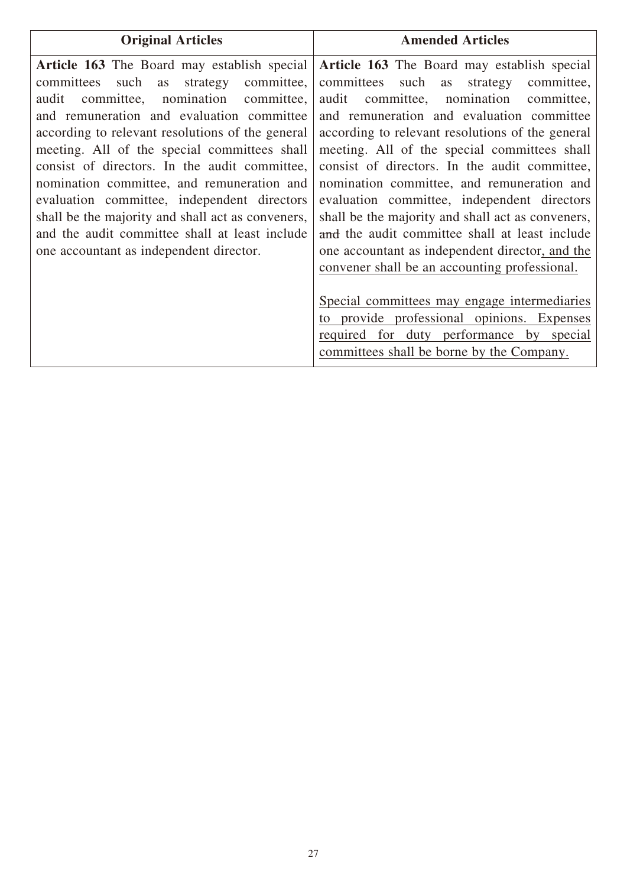| Original Articles | Amended Articles |
| --- | --- |
| **Article 163** The Board may establish special committees such as strategy committee, audit committee, nomination committee, and remuneration and evaluation committee according to relevant resolutions of the general meeting. All of the special committees shall consist of directors. In the audit committee, nomination committee, and remuneration and evaluation committee, independent directors shall be the majority and shall act as conveners, and the audit committee shall at least include one accountant as independent director. | **Article 163** The Board may establish special committees such as strategy committee, audit committee, nomination committee, and remuneration and evaluation committee according to relevant resolutions of the general meeting. All of the special committees shall consist of directors. In the audit committee, nomination committee, and remuneration and evaluation committee, independent directors shall be the majority and shall act as conveners, ~~and~~ the audit committee shall at least include one accountant as independent director<u>, and the convener shall be an accounting professional.</u><br><br><u>Special committees may engage intermediaries to provide professional opinions. Expenses required for duty performance by special committees shall be borne by the Company.</u> |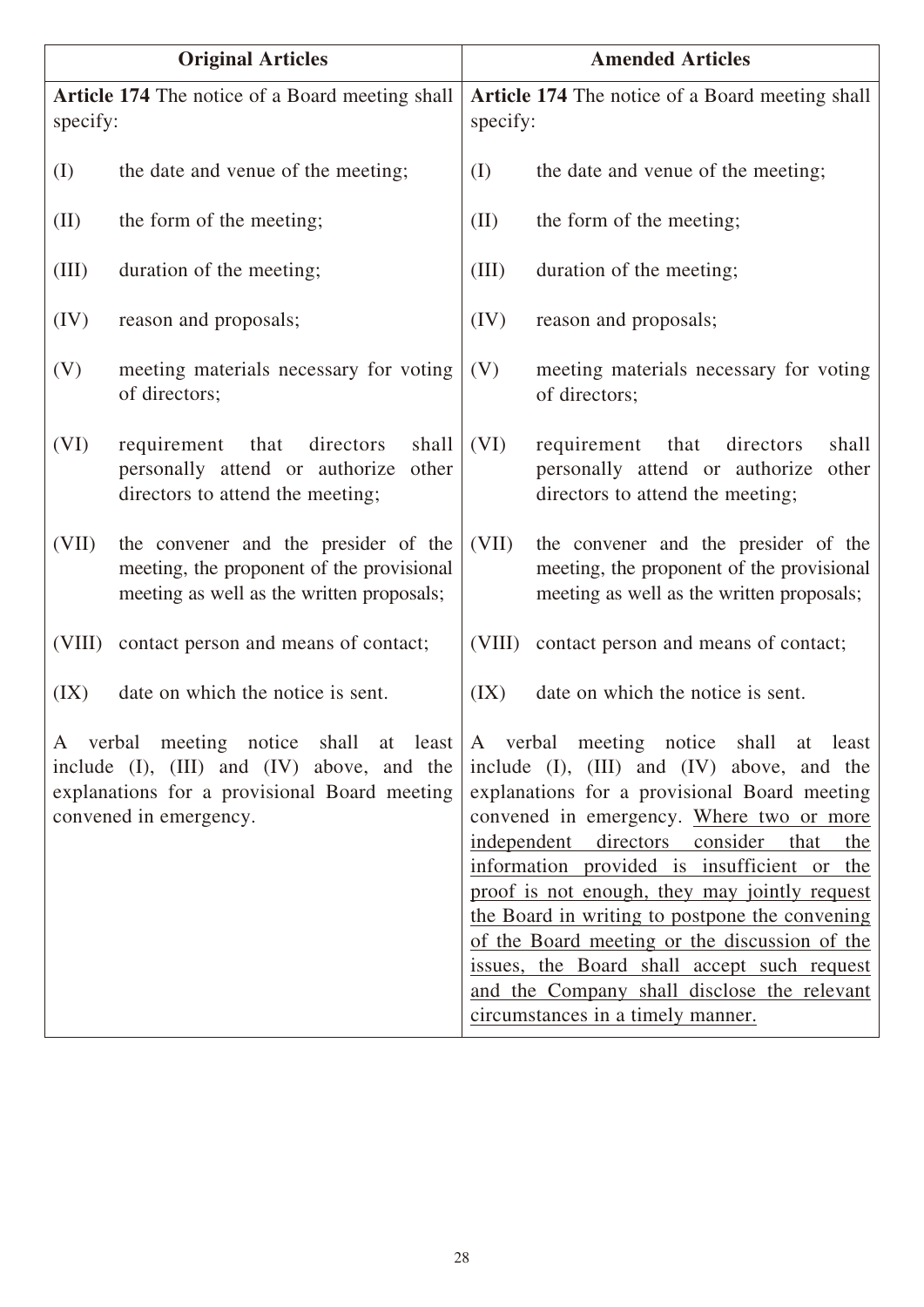| Original Articles | Amended Articles |
|---|---|
| **Article 174** The notice of a Board meeting shall specify:<br><br>(I) the date and venue of the meeting;<br><br>(II) the form of the meeting;<br><br>(III) duration of the meeting;<br><br>(IV) reason and proposals;<br><br>(V) meeting materials necessary for voting of directors;<br><br>(VI) requirement that directors shall personally attend or authorize other directors to attend the meeting;<br><br>(VII) the convener and the presider of the meeting, the proponent of the provisional meeting as well as the written proposals;<br><br>(VIII) contact person and means of contact;<br><br>(IX) date on which the notice is sent.<br><br>A verbal meeting notice shall at least include (I), (III) and (IV) above, and the explanations for a provisional Board meeting convened in emergency. | **Article 174** The notice of a Board meeting shall specify:<br><br>(I) the date and venue of the meeting;<br><br>(II) the form of the meeting;<br><br>(III) duration of the meeting;<br><br>(IV) reason and proposals;<br><br>(V) meeting materials necessary for voting of directors;<br><br>(VI) requirement that directors shall personally attend or authorize other directors to attend the meeting;<br><br>(VII) the convener and the presider of the meeting, the proponent of the provisional meeting as well as the written proposals;<br><br>(VIII) contact person and means of contact;<br><br>(IX) date on which the notice is sent.<br><br>A verbal meeting notice shall at least include (I), (III) and (IV) above, and the explanations for a provisional Board meeting convened in emergency. <u>Where two or more independent directors consider that the information provided is insufficient or the proof is not enough, they may jointly request the Board in writing to postpone the convening of the Board meeting or the discussion of the issues, the Board shall accept such request and the Company shall disclose the relevant circumstances in a timely manner.</u> |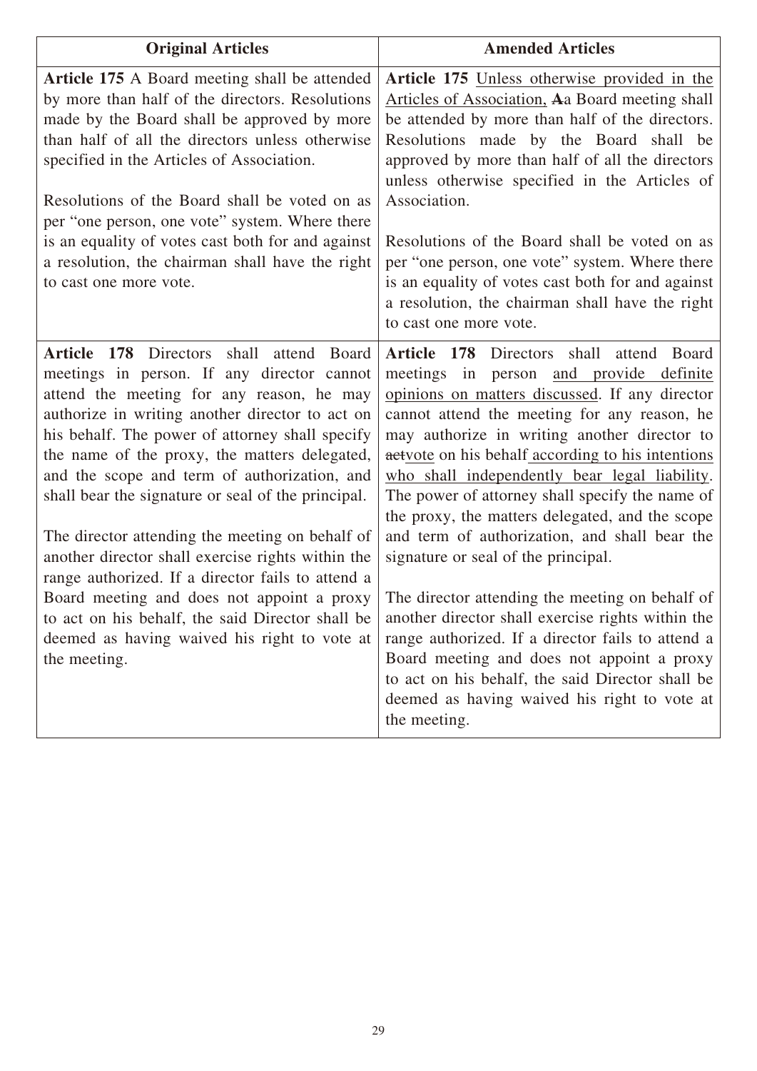| Original Articles | Amended Articles |
|---|---|
| **Article 175** A Board meeting shall be attended by more than half of the directors. Resolutions made by the Board shall be approved by more than half of all the directors unless otherwise specified in the Articles of Association.<br><br>Resolutions of the Board shall be voted on as per "one person, one vote" system. Where there is an equality of votes cast both for and against a resolution, the chairman shall have the right to cast one more vote. | **Article 175** <u>Unless otherwise provided in the Articles of Association,</u> ~~A~~a Board meeting shall be attended by more than half of the directors. Resolutions made by the Board shall be approved by more than half of all the directors unless otherwise specified in the Articles of Association.<br><br>Resolutions of the Board shall be voted on as per "one person, one vote" system. Where there is an equality of votes cast both for and against a resolution, the chairman shall have the right to cast one more vote. |
| **Article 178** Directors shall attend Board meetings in person. If any director cannot attend the meeting for any reason, he may authorize in writing another director to act on his behalf. The power of attorney shall specify the name of the proxy, the matters delegated, and the scope and term of authorization, and shall bear the signature or seal of the principal.<br><br>The director attending the meeting on behalf of another director shall exercise rights within the range authorized. If a director fails to attend a Board meeting and does not appoint a proxy to act on his behalf, the said Director shall be deemed as having waived his right to vote at the meeting. | **Article 178** Directors shall attend Board meetings in person <u>and provide definite opinions on matters discussed</u>. If any director cannot attend the meeting for any reason, he may authorize in writing another director to ~~act~~<u>vote</u> on his behalf <u>according to his intentions who shall independently bear legal liability</u>. The power of attorney shall specify the name of the proxy, the matters delegated, and the scope and term of authorization, and shall bear the signature or seal of the principal.<br><br>The director attending the meeting on behalf of another director shall exercise rights within the range authorized. If a director fails to attend a Board meeting and does not appoint a proxy to act on his behalf, the said Director shall be deemed as having waived his right to vote at the meeting. |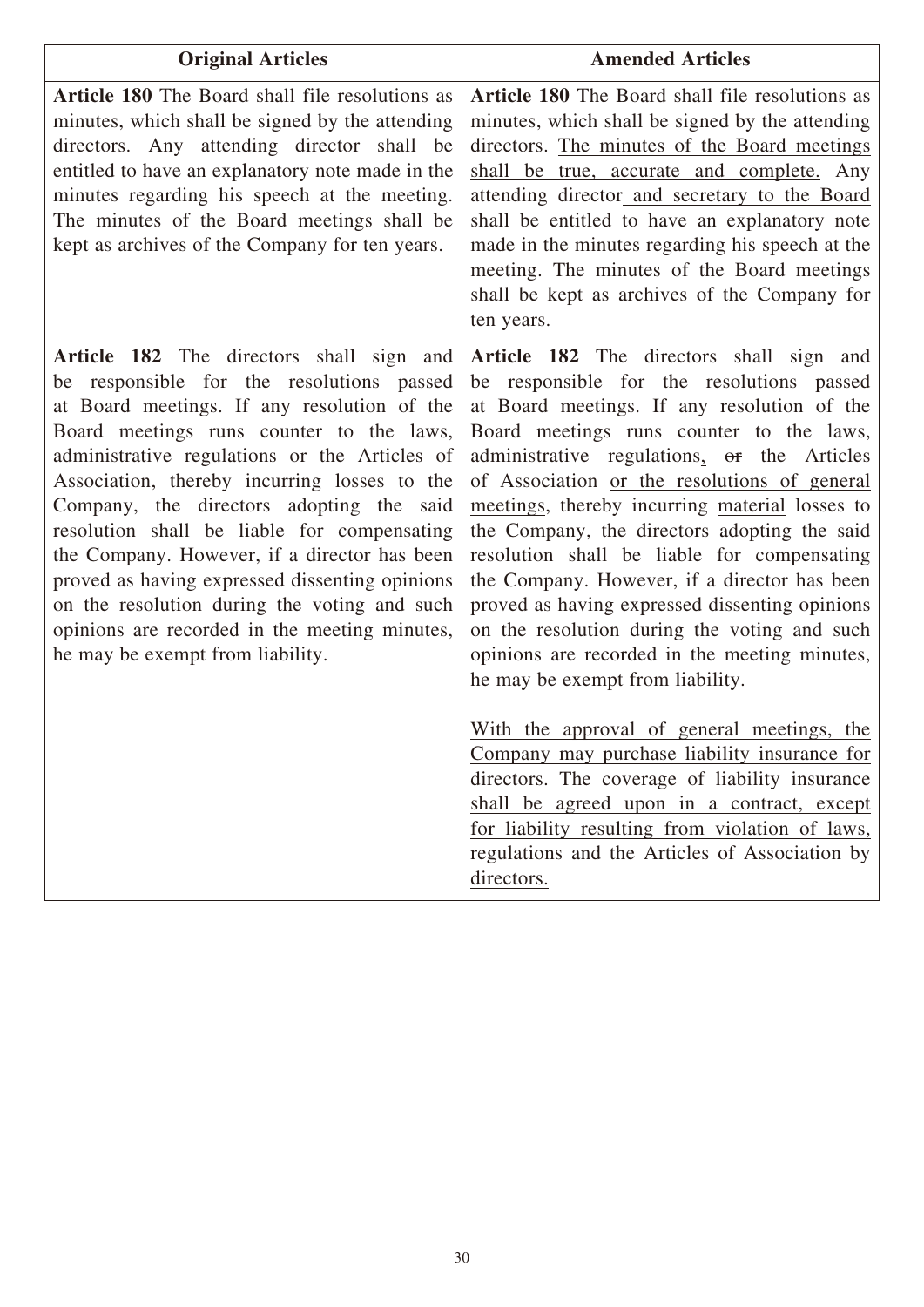| Original Articles | Amended Articles |
|---|---|
| **Article 180** The Board shall file resolutions as minutes, which shall be signed by the attending directors. Any attending director shall be entitled to have an explanatory note made in the minutes regarding his speech at the meeting. The minutes of the Board meetings shall be kept as archives of the Company for ten years. | **Article 180** The Board shall file resolutions as minutes, which shall be signed by the attending directors. <u>The minutes of the Board meetings shall be true, accurate and complete.</u> Any attending director<u> and secretary to the Board</u> shall be entitled to have an explanatory note made in the minutes regarding his speech at the meeting. The minutes of the Board meetings shall be kept as archives of the Company for ten years. |
| **Article 182** The directors shall sign and be responsible for the resolutions passed at Board meetings. If any resolution of the Board meetings runs counter to the laws, administrative regulations or the Articles of Association, thereby incurring losses to the Company, the directors adopting the said resolution shall be liable for compensating the Company. However, if a director has been proved as having expressed dissenting opinions on the resolution during the voting and such opinions are recorded in the meeting minutes, he may be exempt from liability. | **Article 182** The directors shall sign and be responsible for the resolutions passed at Board meetings. If any resolution of the Board meetings runs counter to the laws, administrative regulations<u>,</u> ~~or~~ the Articles of Association <u>or the resolutions of general meetings</u>, thereby incurring <u>material</u> losses to the Company, the directors adopting the said resolution shall be liable for compensating the Company. However, if a director has been proved as having expressed dissenting opinions on the resolution during the voting and such opinions are recorded in the meeting minutes, he may be exempt from liability.<br><br><u>With the approval of general meetings, the Company may purchase liability insurance for directors. The coverage of liability insurance shall be agreed upon in a contract, except for liability resulting from violation of laws, regulations and the Articles of Association by directors.</u> |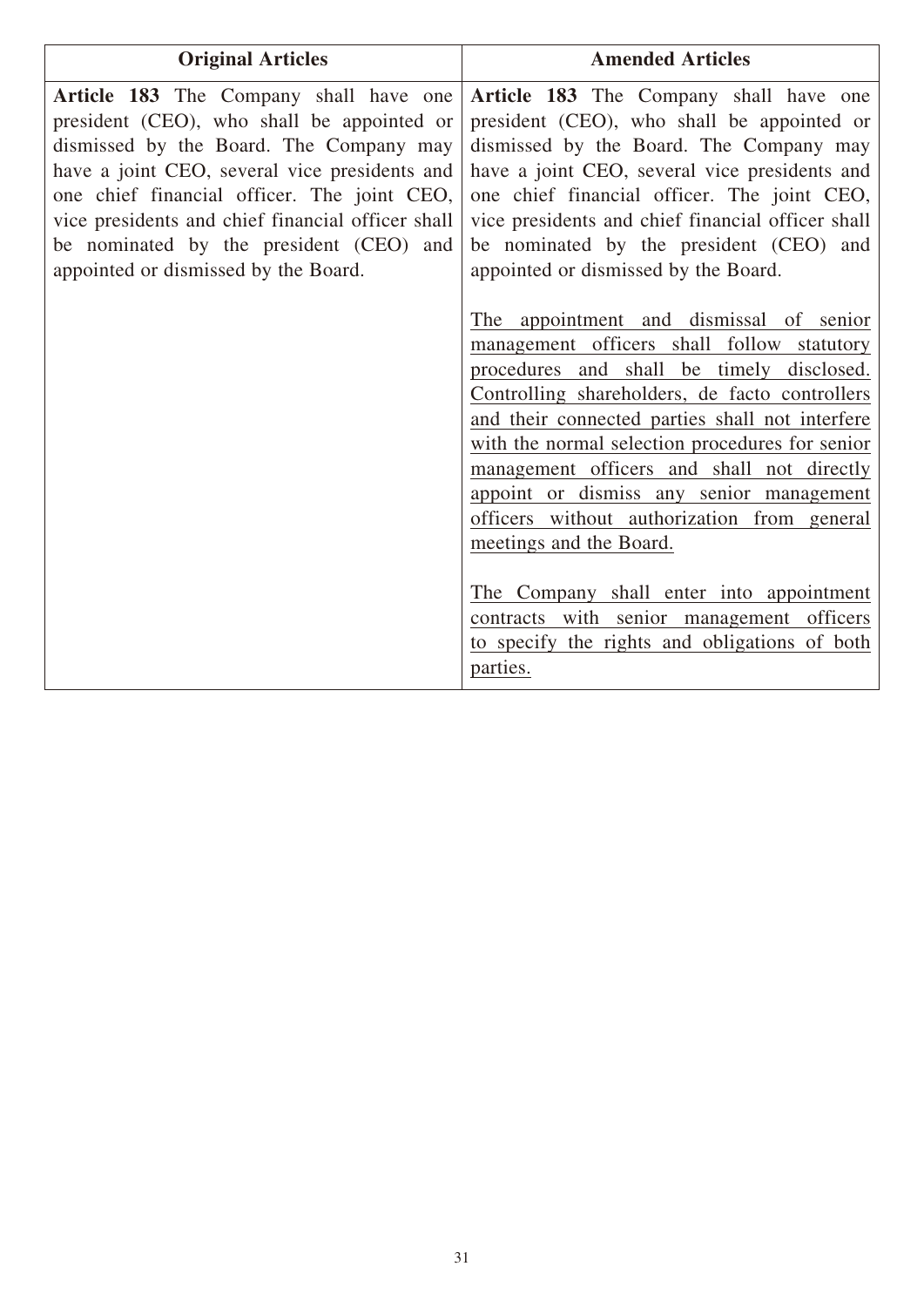| Original Articles | Amended Articles |
|---|---|
| **Article 183** The Company shall have one president (CEO), who shall be appointed or dismissed by the Board. The Company may have a joint CEO, several vice presidents and one chief financial officer. The joint CEO, vice presidents and chief financial officer shall be nominated by the president (CEO) and appointed or dismissed by the Board. | **Article 183** The Company shall have one president (CEO), who shall be appointed or dismissed by the Board. The Company may have a joint CEO, several vice presidents and one chief financial officer. The joint CEO, vice presidents and chief financial officer shall be nominated by the president (CEO) and appointed or dismissed by the Board.<br><br><u>The appointment and dismissal of senior management officers shall follow statutory procedures and shall be timely disclosed. Controlling shareholders, de facto controllers and their connected parties shall not interfere with the normal selection procedures for senior management officers and shall not directly appoint or dismiss any senior management officers without authorization from general meetings and the Board.</u><br><br><u>The Company shall enter into appointment contracts with senior management officers to specify the rights and obligations of both parties.</u> |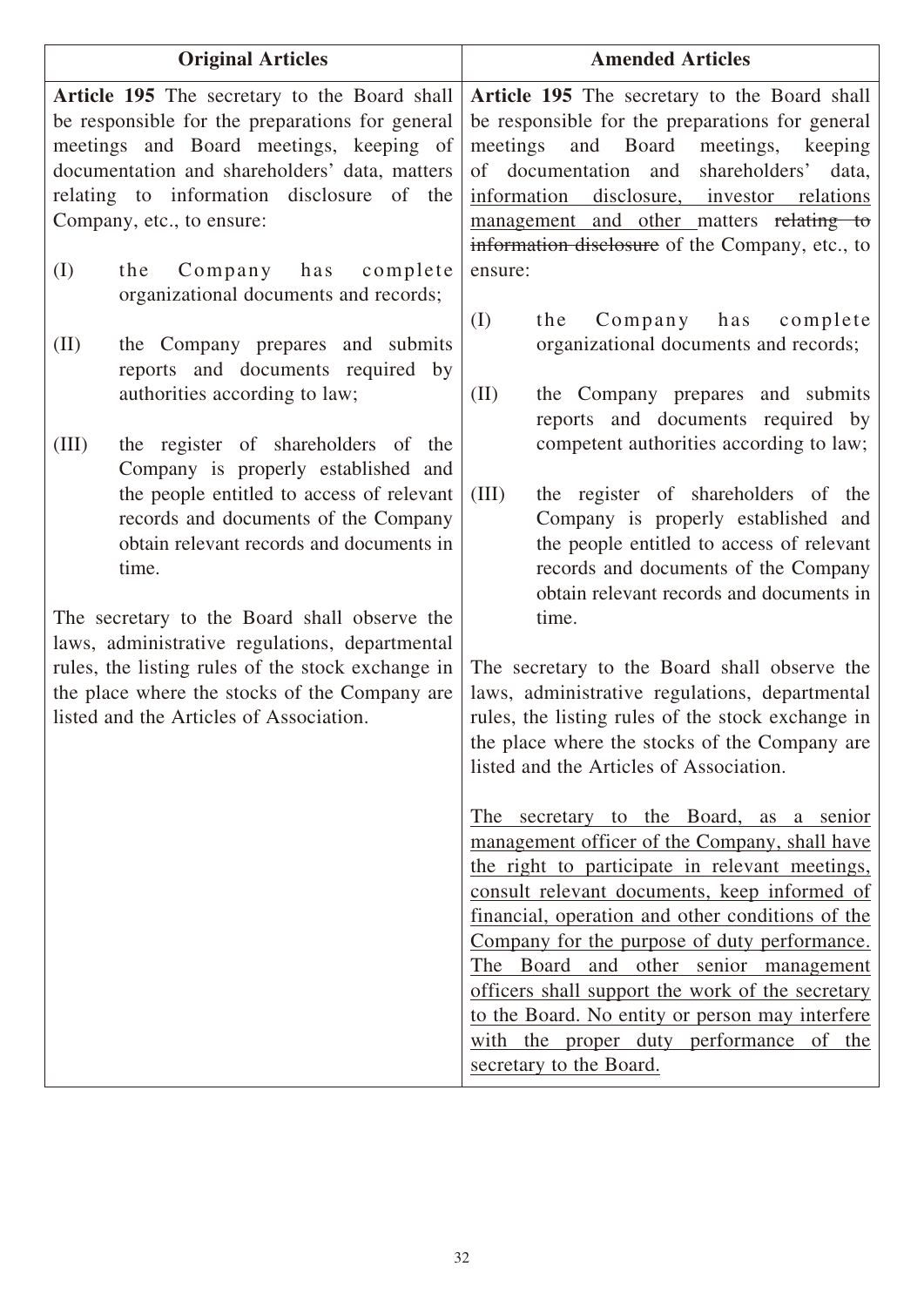| Original Articles | Amended Articles |
|---|---|
| **Article 195** The secretary to the Board shall be responsible for the preparations for general meetings and Board meetings, keeping of documentation and shareholders' data, matters relating to information disclosure of the Company, etc., to ensure:<br><br>(I) the Company has complete organizational documents and records;<br><br>(II) the Company prepares and submits reports and documents required by authorities according to law;<br><br>(III) the register of shareholders of the Company is properly established and the people entitled to access of relevant records and documents of the Company obtain relevant records and documents in time.<br><br>The secretary to the Board shall observe the laws, administrative regulations, departmental rules, the listing rules of the stock exchange in the place where the stocks of the Company are listed and the Articles of Association. | **Article 195** The secretary to the Board shall be responsible for the preparations for general meetings and Board meetings, keeping of documentation and shareholders' data, <u>information disclosure, investor relations management and other</u> matters ~~relating to information disclosure~~ of the Company, etc., to ensure:<br><br>(I) the Company has complete organizational documents and records;<br><br>(II) the Company prepares and submits reports and documents required by competent authorities according to law;<br><br>(III) the register of shareholders of the Company is properly established and the people entitled to access of relevant records and documents of the Company obtain relevant records and documents in time.<br><br>The secretary to the Board shall observe the laws, administrative regulations, departmental rules, the listing rules of the stock exchange in the place where the stocks of the Company are listed and the Articles of Association.<br><br><u>The secretary to the Board, as a senior management officer of the Company, shall have the right to participate in relevant meetings, consult relevant documents, keep informed of financial, operation and other conditions of the Company for the purpose of duty performance. The Board and other senior management officers shall support the work of the secretary to the Board. No entity or person may interfere with the proper duty performance of the secretary to the Board.</u> |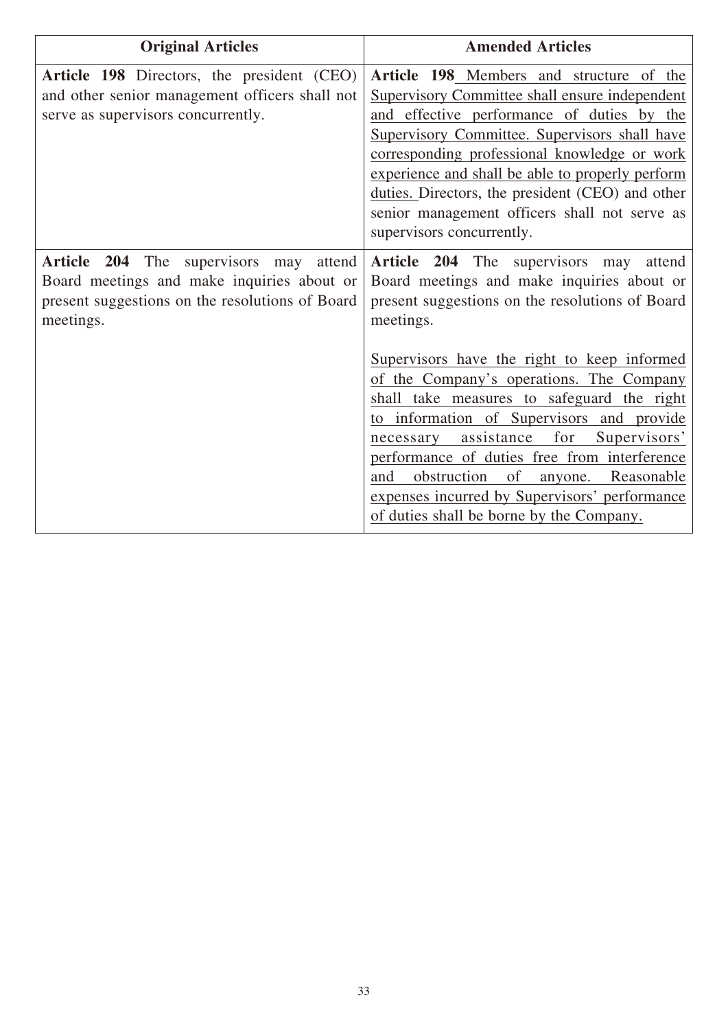| Original Articles | Amended Articles |
| --- | --- |
| **Article 198** Directors, the president (CEO) and other senior management officers shall not serve as supervisors concurrently. | **Article 198** Members and structure of the Supervisory Committee shall ensure independent and effective performance of duties by the Supervisory Committee. Supervisors shall have corresponding professional knowledge or work experience and shall be able to properly perform duties. Directors, the president (CEO) and other senior management officers shall not serve as supervisors concurrently. |
| **Article 204** The supervisors may attend Board meetings and make inquiries about or present suggestions on the resolutions of Board meetings. | **Article 204** The supervisors may attend Board meetings and make inquiries about or present suggestions on the resolutions of Board meetings.<br><br>Supervisors have the right to keep informed of the Company's operations. The Company shall take measures to safeguard the right to information of Supervisors and provide necessary assistance for Supervisors' performance of duties free from interference and obstruction of anyone. Reasonable expenses incurred by Supervisors' performance of duties shall be borne by the Company. |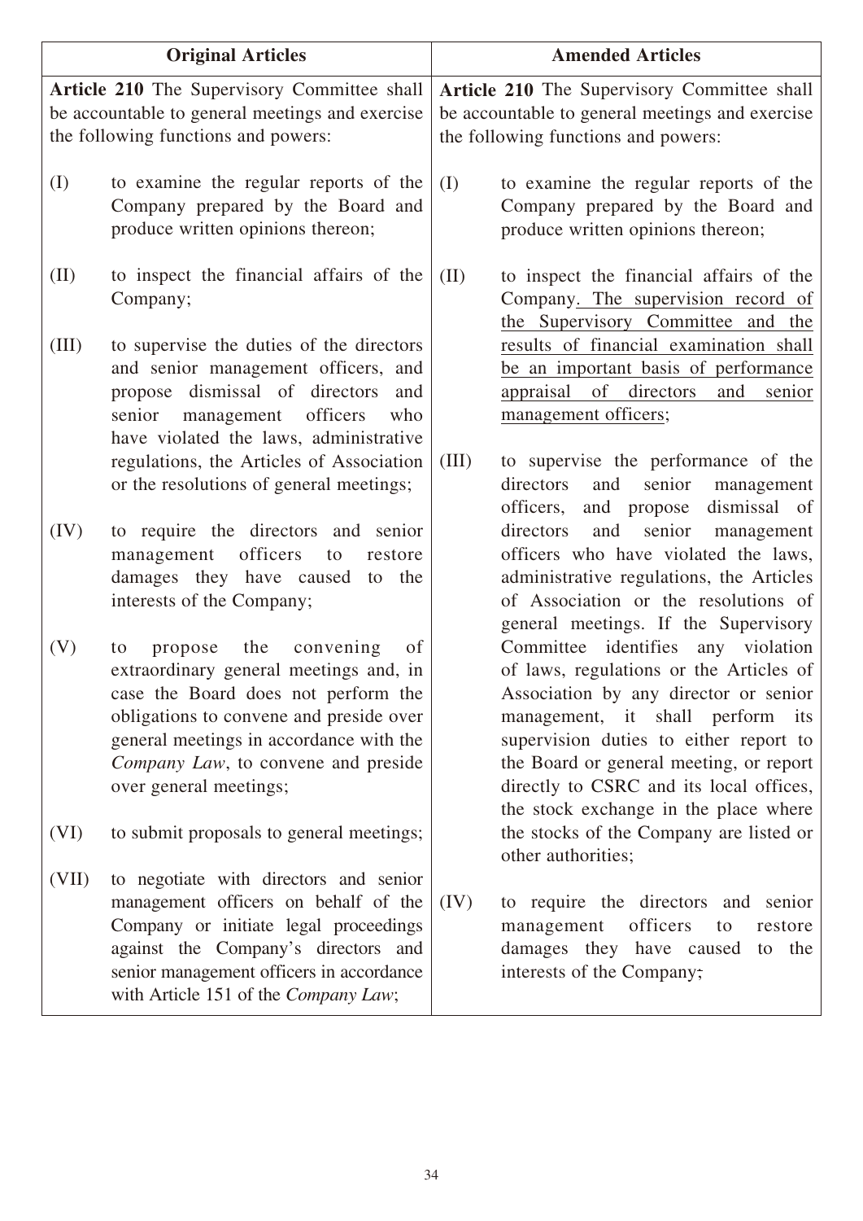| Original Articles | Amended Articles |
|---|---|
| **Article 210** The Supervisory Committee shall be accountable to general meetings and exercise the following functions and powers:<br><br>(I) to examine the regular reports of the Company prepared by the Board and produce written opinions thereon;<br><br>(II) to inspect the financial affairs of the Company;<br><br>(III) to supervise the duties of the directors and senior management officers, and propose dismissal of directors and senior management officers who have violated the laws, administrative regulations, the Articles of Association or the resolutions of general meetings;<br><br>(IV) to require the directors and senior management officers to restore damages they have caused to the interests of the Company;<br><br>(V) to propose the convening of extraordinary general meetings and, in case the Board does not perform the obligations to convene and preside over general meetings in accordance with the *Company Law*, to convene and preside over general meetings;<br><br>(VI) to submit proposals to general meetings;<br><br>(VII) to negotiate with directors and senior management officers on behalf of the Company or initiate legal proceedings against the Company's directors and senior management officers in accordance with Article 151 of the *Company Law*; | **Article 210** The Supervisory Committee shall be accountable to general meetings and exercise the following functions and powers:<br><br>(I) to examine the regular reports of the Company prepared by the Board and produce written opinions thereon;<br><br>(II) to inspect the financial affairs of the Company. The supervision record of the Supervisory Committee and the results of financial examination shall be an important basis of performance appraisal of directors and senior management officers;<br><br>(III) to supervise the performance of the directors and senior management officers, and propose dismissal of directors and senior management officers who have violated the laws, administrative regulations, the Articles of Association or the resolutions of general meetings. If the Supervisory Committee identifies any violation of laws, regulations or the Articles of Association by any director or senior management, it shall perform its supervision duties to either report to the Board or general meeting, or report directly to CSRC and its local offices, the stock exchange in the place where the stocks of the Company are listed or other authorities;<br><br>(IV) to require the directors and senior management officers to restore damages they have caused to the interests of the Company; |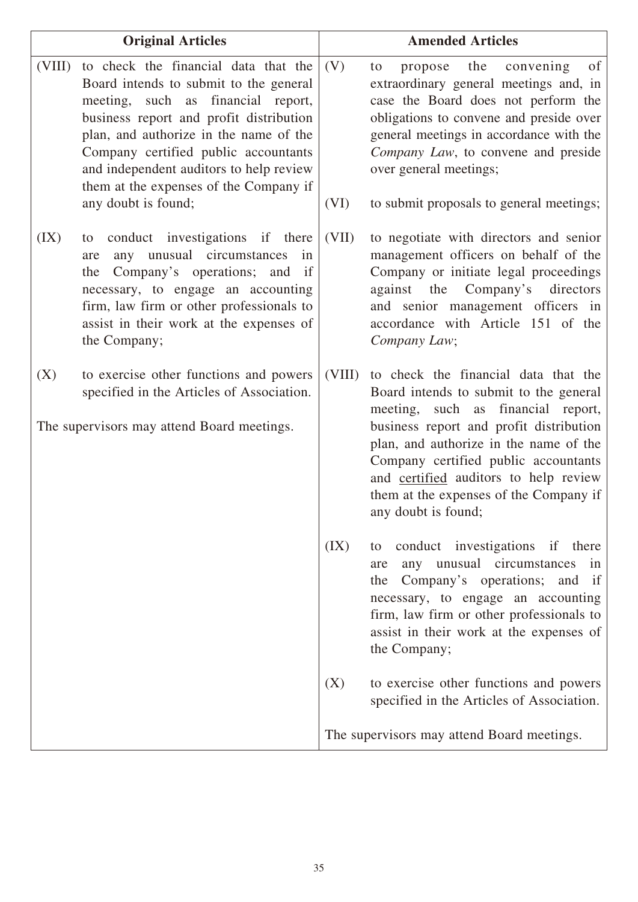| Original Articles | Amended Articles |
|---|---|
| (VIII) to check the financial data that the Board intends to submit to the general meeting, such as financial report, business report and profit distribution plan, and authorize in the name of the Company certified public accountants and independent auditors to help review them at the expenses of the Company if any doubt is found; | (V) to propose the convening of extraordinary general meetings and, in case the Board does not perform the obligations to convene and preside over general meetings in accordance with the *Company Law*, to convene and preside over general meetings; |
| | (VI) to submit proposals to general meetings; |
| (IX) to conduct investigations if there are any unusual circumstances in the Company's operations; and if necessary, to engage an accounting firm, law firm or other professionals to assist in their work at the expenses of the Company; | (VII) to negotiate with directors and senior management officers on behalf of the Company or initiate legal proceedings against the Company's directors and senior management officers in accordance with Article 151 of the *Company Law*; |
| (X) to exercise other functions and powers specified in the Articles of Association. | (VIII) to check the financial data that the Board intends to submit to the general meeting, such as financial report, business report and profit distribution plan, and authorize in the name of the Company certified public accountants and <u>certified</u> auditors to help review them at the expenses of the Company if any doubt is found; |
| The supervisors may attend Board meetings. | (IX) to conduct investigations if there are any unusual circumstances in the Company's operations; and if necessary, to engage an accounting firm, law firm or other professionals to assist in their work at the expenses of the Company; |
| | (X) to exercise other functions and powers specified in the Articles of Association. |
| | The supervisors may attend Board meetings. |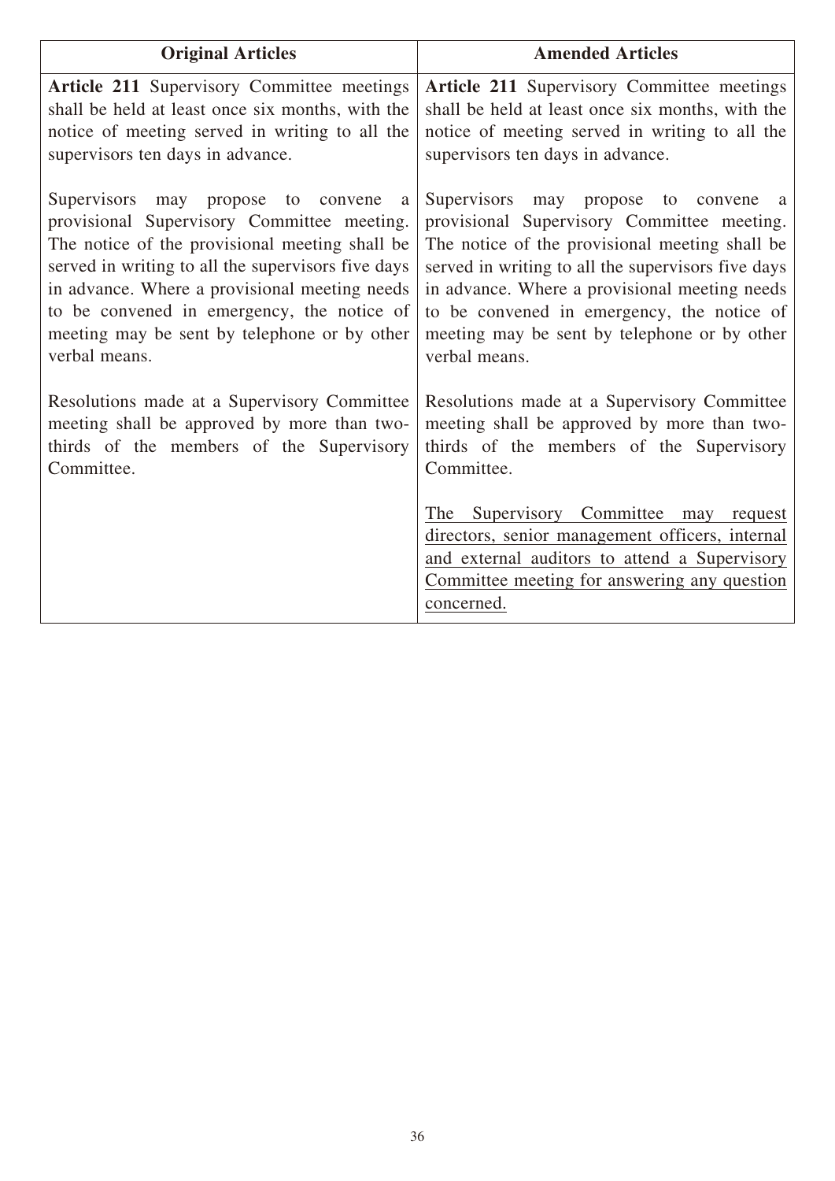| Original Articles | Amended Articles |
|---|---|
| **Article 211** Supervisory Committee meetings shall be held at least once six months, with the notice of meeting served in writing to all the supervisors ten days in advance.<br><br>Supervisors may propose to convene a provisional Supervisory Committee meeting. The notice of the provisional meeting shall be served in writing to all the supervisors five days in advance. Where a provisional meeting needs to be convened in emergency, the notice of meeting may be sent by telephone or by other verbal means.<br><br>Resolutions made at a Supervisory Committee meeting shall be approved by more than two-thirds of the members of the Supervisory Committee. | **Article 211** Supervisory Committee meetings shall be held at least once six months, with the notice of meeting served in writing to all the supervisors ten days in advance.<br><br>Supervisors may propose to convene a provisional Supervisory Committee meeting. The notice of the provisional meeting shall be served in writing to all the supervisors five days in advance. Where a provisional meeting needs to be convened in emergency, the notice of meeting may be sent by telephone or by other verbal means.<br><br>Resolutions made at a Supervisory Committee meeting shall be approved by more than two-thirds of the members of the Supervisory Committee.<br><br><u>The Supervisory Committee may request directors, senior management officers, internal and external auditors to attend a Supervisory Committee meeting for answering any question concerned.</u> |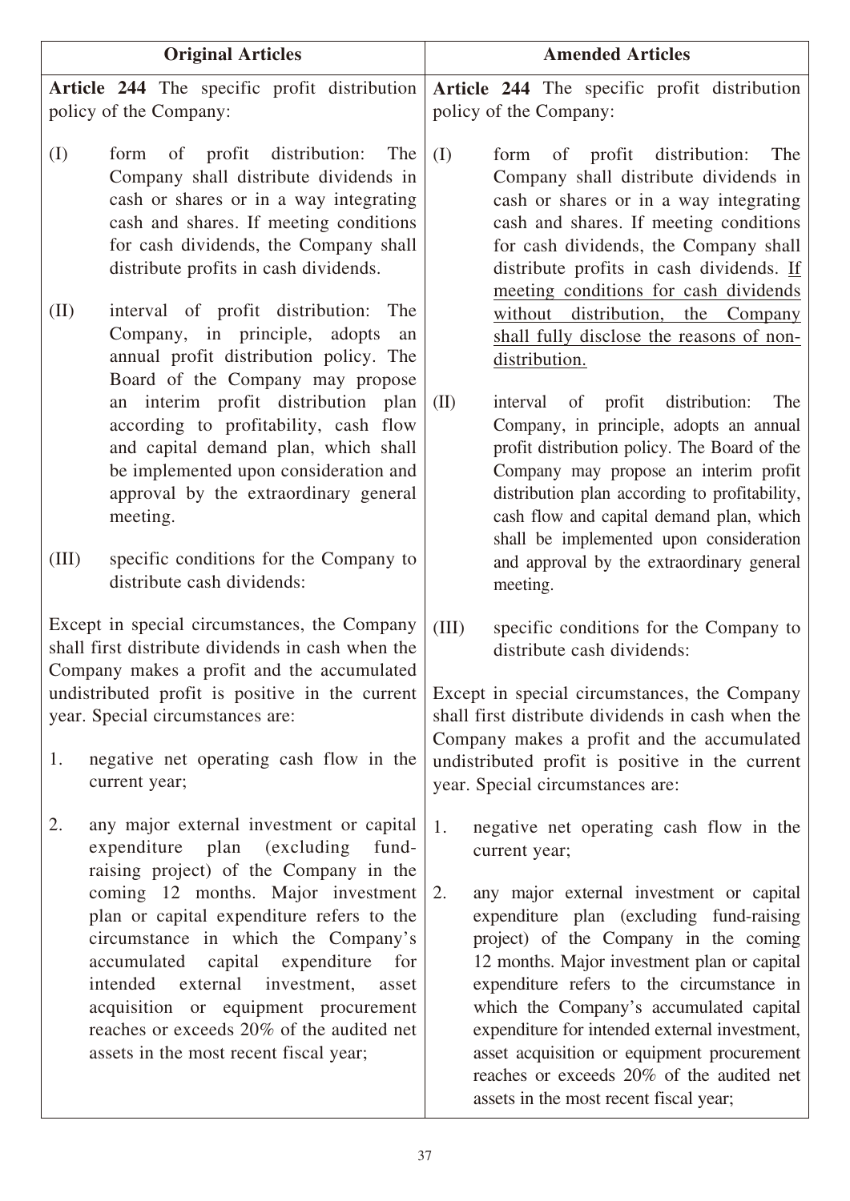| Original Articles | Amended Articles |
|---|---|
| **Article 244** The specific profit distribution policy of the Company:<br><br>(I) form of profit distribution: The Company shall distribute dividends in cash or shares or in a way integrating cash and shares. If meeting conditions for cash dividends, the Company shall distribute profits in cash dividends.<br><br>(II) interval of profit distribution: The Company, in principle, adopts an annual profit distribution policy. The Board of the Company may propose an interim profit distribution plan according to profitability, cash flow and capital demand plan, which shall be implemented upon consideration and approval by the extraordinary general meeting.<br><br>(III) specific conditions for the Company to distribute cash dividends:<br><br>Except in special circumstances, the Company shall first distribute dividends in cash when the Company makes a profit and the accumulated undistributed profit is positive in the current year. Special circumstances are:<br><br>1. negative net operating cash flow in the current year;<br><br>2. any major external investment or capital expenditure plan (excluding fund-raising project) of the Company in the coming 12 months. Major investment plan or capital expenditure refers to the circumstance in which the Company's accumulated capital expenditure for intended external investment, asset acquisition or equipment procurement reaches or exceeds 20% of the audited net assets in the most recent fiscal year; | **Article 244** The specific profit distribution policy of the Company:<br><br>(I) form of profit distribution: The Company shall distribute dividends in cash or shares or in a way integrating cash and shares. If meeting conditions for cash dividends, the Company shall distribute profits in cash dividends. <u>If meeting conditions for cash dividends without distribution, the Company shall fully disclose the reasons of non-distribution.</u><br><br>(II) interval of profit distribution: The Company, in principle, adopts an annual profit distribution policy. The Board of the Company may propose an interim profit distribution plan according to profitability, cash flow and capital demand plan, which shall be implemented upon consideration and approval by the extraordinary general meeting.<br><br>(III) specific conditions for the Company to distribute cash dividends:<br><br>Except in special circumstances, the Company shall first distribute dividends in cash when the Company makes a profit and the accumulated undistributed profit is positive in the current year. Special circumstances are:<br><br>1. negative net operating cash flow in the current year;<br><br>2. any major external investment or capital expenditure plan (excluding fund-raising project) of the Company in the coming 12 months. Major investment plan or capital expenditure refers to the circumstance in which the Company's accumulated capital expenditure for intended external investment, asset acquisition or equipment procurement reaches or exceeds 20% of the audited net assets in the most recent fiscal year; |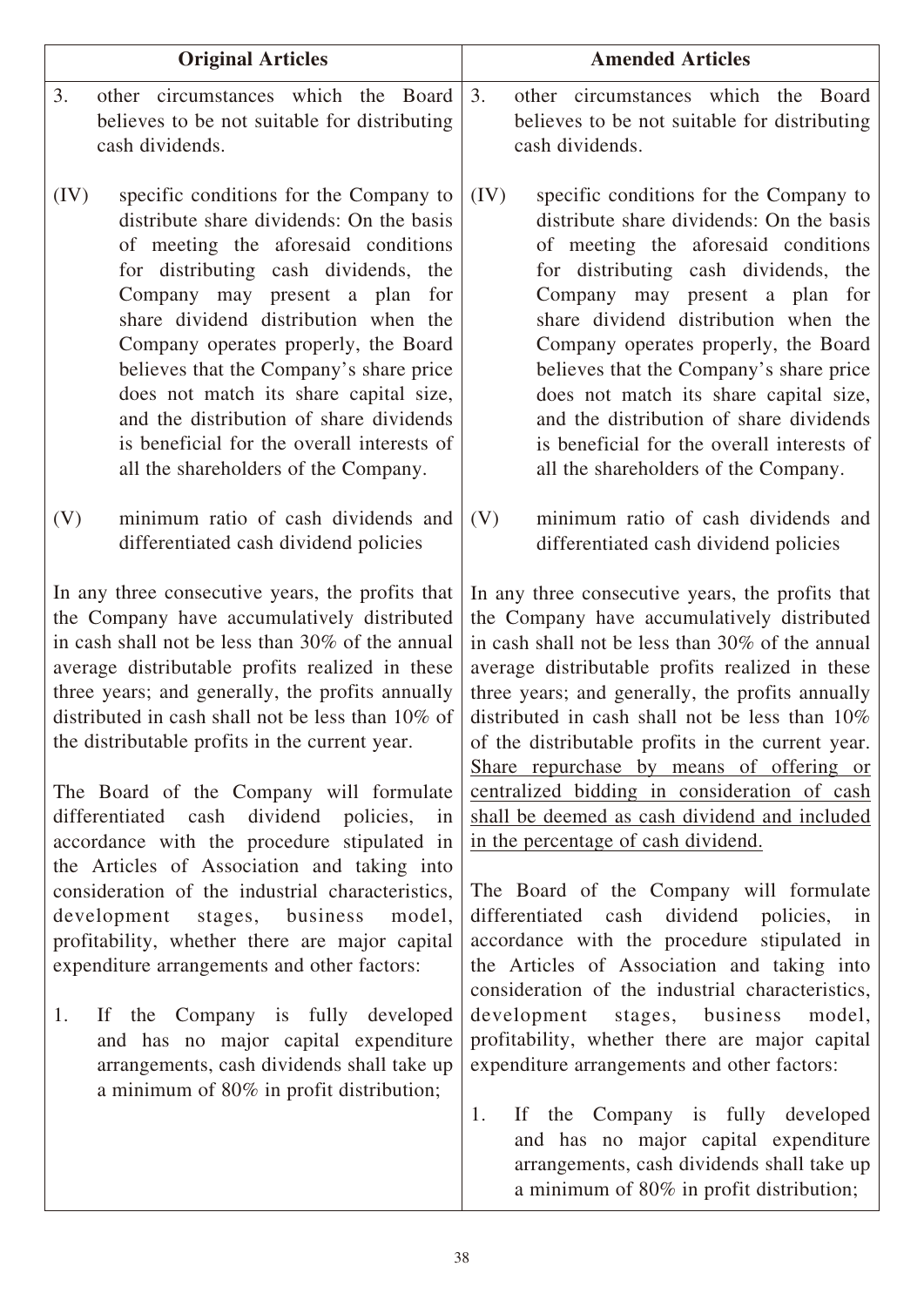| Original Articles | Amended Articles |
|---|---|
| 3. other circumstances which the Board believes to be not suitable for distributing cash dividends. | 3. other circumstances which the Board believes to be not suitable for distributing cash dividends. |
| (IV) specific conditions for the Company to distribute share dividends: On the basis of meeting the aforesaid conditions for distributing cash dividends, the Company may present a plan for share dividend distribution when the Company operates properly, the Board believes that the Company's share price does not match its share capital size, and the distribution of share dividends is beneficial for the overall interests of all the shareholders of the Company. | (IV) specific conditions for the Company to distribute share dividends: On the basis of meeting the aforesaid conditions for distributing cash dividends, the Company may present a plan for share dividend distribution when the Company operates properly, the Board believes that the Company's share price does not match its share capital size, and the distribution of share dividends is beneficial for the overall interests of all the shareholders of the Company. |
| (V) minimum ratio of cash dividends and differentiated cash dividend policies | (V) minimum ratio of cash dividends and differentiated cash dividend policies |
| In any three consecutive years, the profits that the Company have accumulatively distributed in cash shall not be less than 30% of the annual average distributable profits realized in these three years; and generally, the profits annually distributed in cash shall not be less than 10% of the distributable profits in the current year. | In any three consecutive years, the profits that the Company have accumulatively distributed in cash shall not be less than 30% of the annual average distributable profits realized in these three years; and generally, the profits annually distributed in cash shall not be less than 10% of the distributable profits in the current year. <u>Share repurchase by means of offering or centralized bidding in consideration of cash shall be deemed as cash dividend and included in the percentage of cash dividend.</u> |
| The Board of the Company will formulate differentiated cash dividend policies, in accordance with the procedure stipulated in the Articles of Association and taking into consideration of the industrial characteristics, development stages, business model, profitability, whether there are major capital expenditure arrangements and other factors: | The Board of the Company will formulate differentiated cash dividend policies, in accordance with the procedure stipulated in the Articles of Association and taking into consideration of the industrial characteristics, development stages, business model, profitability, whether there are major capital expenditure arrangements and other factors: |
| 1. If the Company is fully developed and has no major capital expenditure arrangements, cash dividends shall take up a minimum of 80% in profit distribution; | 1. If the Company is fully developed and has no major capital expenditure arrangements, cash dividends shall take up a minimum of 80% in profit distribution; |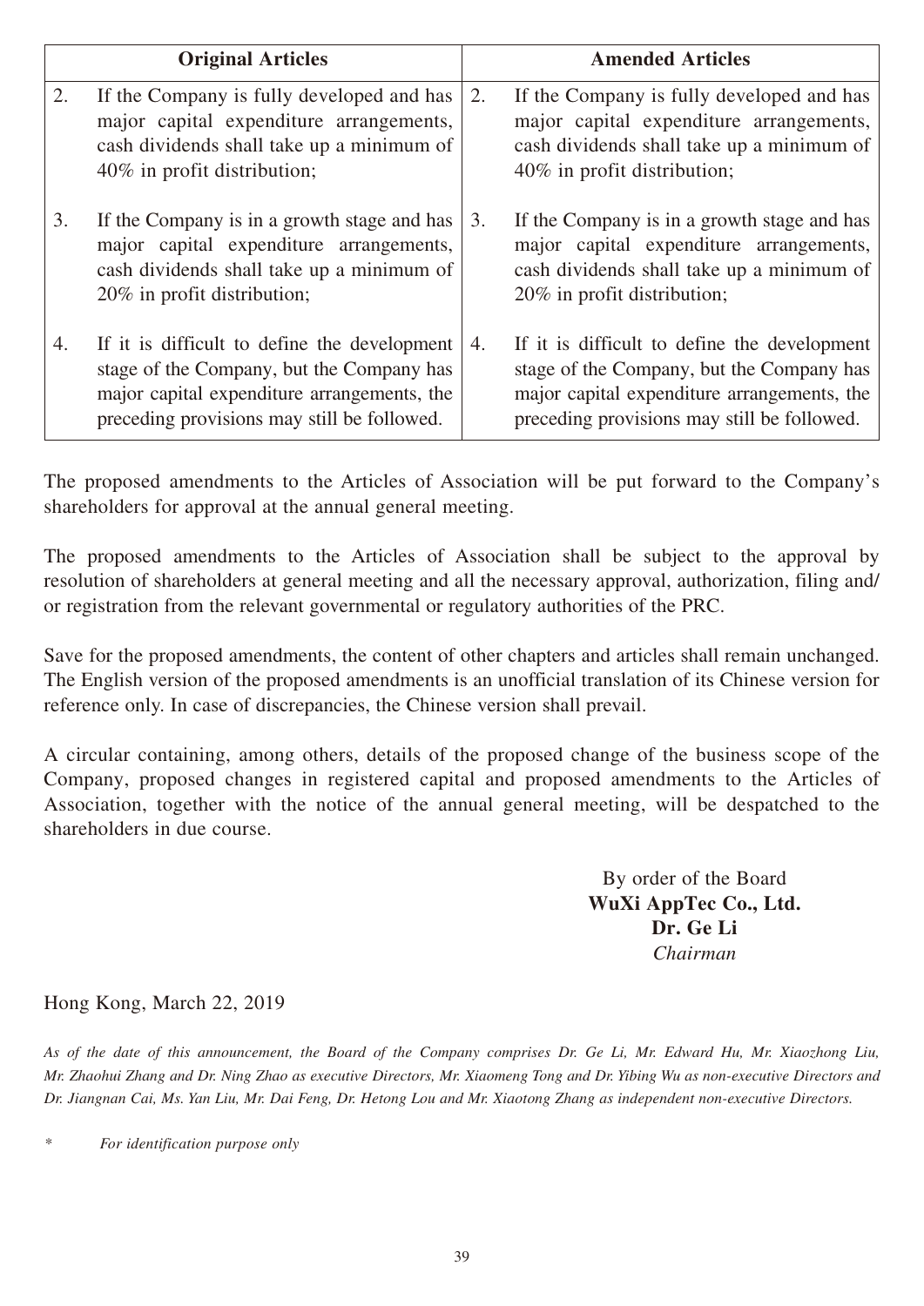| Original Articles | Amended Articles |
|---|---|
| 2. If the Company is fully developed and has major capital expenditure arrangements, cash dividends shall take up a minimum of 40% in profit distribution; | 2. If the Company is fully developed and has major capital expenditure arrangements, cash dividends shall take up a minimum of 40% in profit distribution; |
| 3. If the Company is in a growth stage and has major capital expenditure arrangements, cash dividends shall take up a minimum of 20% in profit distribution; | 3. If the Company is in a growth stage and has major capital expenditure arrangements, cash dividends shall take up a minimum of 20% in profit distribution; |
| 4. If it is difficult to define the development stage of the Company, but the Company has major capital expenditure arrangements, the preceding provisions may still be followed. | 4. If it is difficult to define the development stage of the Company, but the Company has major capital expenditure arrangements, the preceding provisions may still be followed. |

The proposed amendments to the Articles of Association will be put forward to the Company's shareholders for approval at the annual general meeting.

The proposed amendments to the Articles of Association shall be subject to the approval by resolution of shareholders at general meeting and all the necessary approval, authorization, filing and/or registration from the relevant governmental or regulatory authorities of the PRC.

Save for the proposed amendments, the content of other chapters and articles shall remain unchanged. The English version of the proposed amendments is an unofficial translation of its Chinese version for reference only. In case of discrepancies, the Chinese version shall prevail.

A circular containing, among others, details of the proposed change of the business scope of the Company, proposed changes in registered capital and proposed amendments to the Articles of Association, together with the notice of the annual general meeting, will be despatched to the shareholders in due course.

By order of the Board
**WuXi AppTec Co., Ltd.**
**Dr. Ge Li**
*Chairman*

Hong Kong, March 22, 2019

*As of the date of this announcement, the Board of the Company comprises Dr. Ge Li, Mr. Edward Hu, Mr. Xiaozhong Liu, Mr. Zhaohui Zhang and Dr. Ning Zhao as executive Directors, Mr. Xiaomeng Tong and Dr. Yibing Wu as non-executive Directors and Dr. Jiangnan Cai, Ms. Yan Liu, Mr. Dai Feng, Dr. Hetong Lou and Mr. Xiaotong Zhang as independent non-executive Directors.*

\* *For identification purpose only*